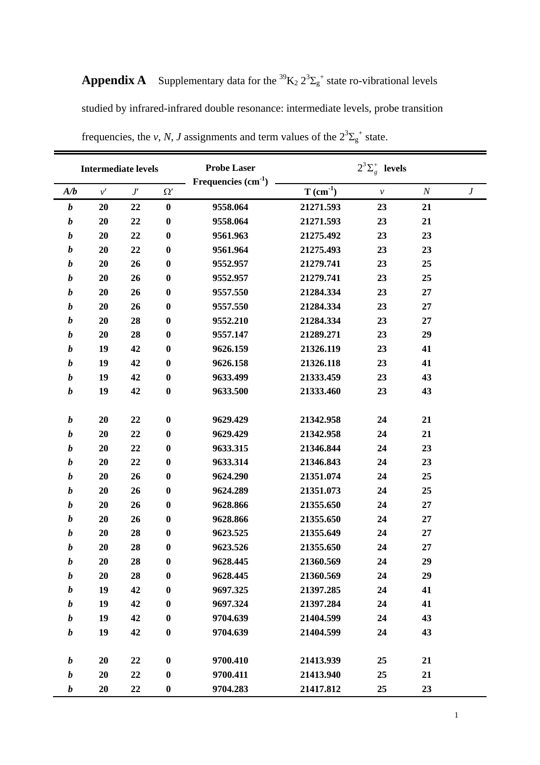**Appendix A** Supplementary data for the $^{39}K_2$ $2^3\Sigma_g^+$ state ro-vibrational levels studied by infrared-infrared double resonance: intermediate levels, probe transition frequencies, the *v*, *N*, *J* assignments and term values of the $2^3\Sigma_g^+$ state.

| Intermediate levels | | | | Probe Laser Frequencies (cm$^{-1}$) | $2^3\Sigma_g^+$ levels | | | |
|---|---|---|---|---|---|---|---|---|
| *A/b* | $v'$ | $J'$ | $\Omega'$ | | T (cm$^{-1}$) | $v$ | $N$ | $J$ |
| ***b*** | **20** | **22** | **0** | **9558.064** | **21271.593** | **23** | **21** | |
| ***b*** | **20** | **22** | **0** | **9558.064** | **21271.593** | **23** | **21** | |
| ***b*** | **20** | **22** | **0** | **9561.963** | **21275.492** | **23** | **23** | |
| ***b*** | **20** | **22** | **0** | **9561.964** | **21275.493** | **23** | **23** | |
| ***b*** | **20** | **26** | **0** | **9552.957** | **21279.741** | **23** | **25** | |
| ***b*** | **20** | **26** | **0** | **9552.957** | **21279.741** | **23** | **25** | |
| ***b*** | **20** | **26** | **0** | **9557.550** | **21284.334** | **23** | **27** | |
| ***b*** | **20** | **26** | **0** | **9557.550** | **21284.334** | **23** | **27** | |
| ***b*** | **20** | **28** | **0** | **9552.210** | **21284.334** | **23** | **27** | |
| ***b*** | **20** | **28** | **0** | **9557.147** | **21289.271** | **23** | **29** | |
| ***b*** | **19** | **42** | **0** | **9626.159** | **21326.119** | **23** | **41** | |
| ***b*** | **19** | **42** | **0** | **9626.158** | **21326.118** | **23** | **41** | |
| ***b*** | **19** | **42** | **0** | **9633.499** | **21333.459** | **23** | **43** | |
| ***b*** | **19** | **42** | **0** | **9633.500** | **21333.460** | **23** | **43** | |
| | | | | | | | | |
| ***b*** | **20** | **22** | **0** | **9629.429** | **21342.958** | **24** | **21** | |
| ***b*** | **20** | **22** | **0** | **9629.429** | **21342.958** | **24** | **21** | |
| ***b*** | **20** | **22** | **0** | **9633.315** | **21346.844** | **24** | **23** | |
| ***b*** | **20** | **22** | **0** | **9633.314** | **21346.843** | **24** | **23** | |
| ***b*** | **20** | **26** | **0** | **9624.290** | **21351.074** | **24** | **25** | |
| ***b*** | **20** | **26** | **0** | **9624.289** | **21351.073** | **24** | **25** | |
| ***b*** | **20** | **26** | **0** | **9628.866** | **21355.650** | **24** | **27** | |
| ***b*** | **20** | **26** | **0** | **9628.866** | **21355.650** | **24** | **27** | |
| ***b*** | **20** | **28** | **0** | **9623.525** | **21355.649** | **24** | **27** | |
| ***b*** | **20** | **28** | **0** | **9623.526** | **21355.650** | **24** | **27** | |
| ***b*** | **20** | **28** | **0** | **9628.445** | **21360.569** | **24** | **29** | |
| ***b*** | **20** | **28** | **0** | **9628.445** | **21360.569** | **24** | **29** | |
| ***b*** | **19** | **42** | **0** | **9697.325** | **21397.285** | **24** | **41** | |
| ***b*** | **19** | **42** | **0** | **9697.324** | **21397.284** | **24** | **41** | |
| ***b*** | **19** | **42** | **0** | **9704.639** | **21404.599** | **24** | **43** | |
| ***b*** | **19** | **42** | **0** | **9704.639** | **21404.599** | **24** | **43** | |
| | | | | | | | | |
| ***b*** | **20** | **22** | **0** | **9700.410** | **21413.939** | **25** | **21** | |
| ***b*** | **20** | **22** | **0** | **9700.411** | **21413.940** | **25** | **21** | |
| ***b*** | **20** | **22** | **0** | **9704.283** | **21417.812** | **25** | **23** | |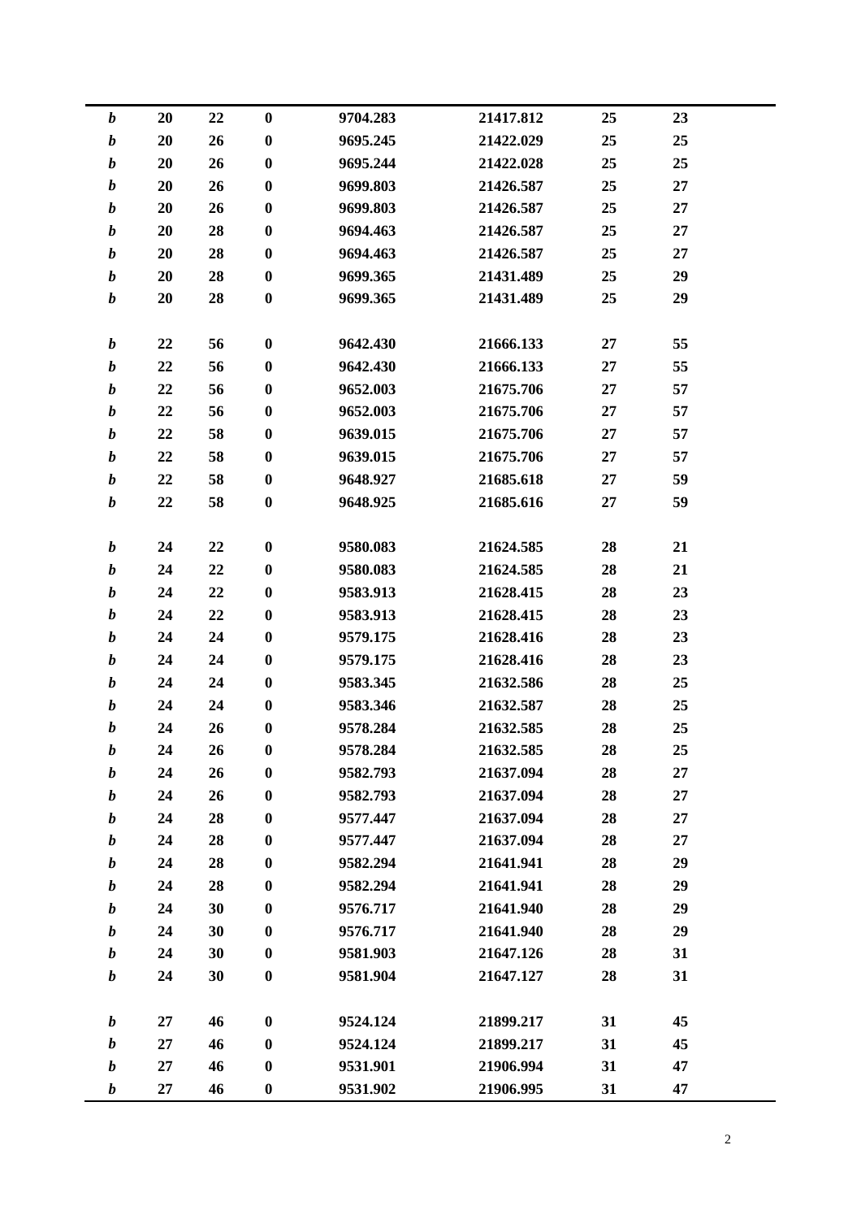| | | | | | | | |
|---|---|---|---|---|---|---|---|
| ***b*** | **20** | **22** | **0** | **9704.283** | **21417.812** | **25** | **23** |
| ***b*** | **20** | **26** | **0** | **9695.245** | **21422.029** | **25** | **25** |
| ***b*** | **20** | **26** | **0** | **9695.244** | **21422.028** | **25** | **25** |
| ***b*** | **20** | **26** | **0** | **9699.803** | **21426.587** | **25** | **27** |
| ***b*** | **20** | **26** | **0** | **9699.803** | **21426.587** | **25** | **27** |
| ***b*** | **20** | **28** | **0** | **9694.463** | **21426.587** | **25** | **27** |
| ***b*** | **20** | **28** | **0** | **9694.463** | **21426.587** | **25** | **27** |
| ***b*** | **20** | **28** | **0** | **9699.365** | **21431.489** | **25** | **29** |
| ***b*** | **20** | **28** | **0** | **9699.365** | **21431.489** | **25** | **29** |
| | | | | | | | |
| ***b*** | **22** | **56** | **0** | **9642.430** | **21666.133** | **27** | **55** |
| ***b*** | **22** | **56** | **0** | **9642.430** | **21666.133** | **27** | **55** |
| ***b*** | **22** | **56** | **0** | **9652.003** | **21675.706** | **27** | **57** |
| ***b*** | **22** | **56** | **0** | **9652.003** | **21675.706** | **27** | **57** |
| ***b*** | **22** | **58** | **0** | **9639.015** | **21675.706** | **27** | **57** |
| ***b*** | **22** | **58** | **0** | **9639.015** | **21675.706** | **27** | **57** |
| ***b*** | **22** | **58** | **0** | **9648.927** | **21685.618** | **27** | **59** |
| ***b*** | **22** | **58** | **0** | **9648.925** | **21685.616** | **27** | **59** |
| | | | | | | | |
| ***b*** | **24** | **22** | **0** | **9580.083** | **21624.585** | **28** | **21** |
| ***b*** | **24** | **22** | **0** | **9580.083** | **21624.585** | **28** | **21** |
| ***b*** | **24** | **22** | **0** | **9583.913** | **21628.415** | **28** | **23** |
| ***b*** | **24** | **22** | **0** | **9583.913** | **21628.415** | **28** | **23** |
| ***b*** | **24** | **24** | **0** | **9579.175** | **21628.416** | **28** | **23** |
| ***b*** | **24** | **24** | **0** | **9579.175** | **21628.416** | **28** | **23** |
| ***b*** | **24** | **24** | **0** | **9583.345** | **21632.586** | **28** | **25** |
| ***b*** | **24** | **24** | **0** | **9583.346** | **21632.587** | **28** | **25** |
| ***b*** | **24** | **26** | **0** | **9578.284** | **21632.585** | **28** | **25** |
| ***b*** | **24** | **26** | **0** | **9578.284** | **21632.585** | **28** | **25** |
| ***b*** | **24** | **26** | **0** | **9582.793** | **21637.094** | **28** | **27** |
| ***b*** | **24** | **26** | **0** | **9582.793** | **21637.094** | **28** | **27** |
| ***b*** | **24** | **28** | **0** | **9577.447** | **21637.094** | **28** | **27** |
| ***b*** | **24** | **28** | **0** | **9577.447** | **21637.094** | **28** | **27** |
| ***b*** | **24** | **28** | **0** | **9582.294** | **21641.941** | **28** | **29** |
| ***b*** | **24** | **28** | **0** | **9582.294** | **21641.941** | **28** | **29** |
| ***b*** | **24** | **30** | **0** | **9576.717** | **21641.940** | **28** | **29** |
| ***b*** | **24** | **30** | **0** | **9576.717** | **21641.940** | **28** | **29** |
| ***b*** | **24** | **30** | **0** | **9581.903** | **21647.126** | **28** | **31** |
| ***b*** | **24** | **30** | **0** | **9581.904** | **21647.127** | **28** | **31** |
| | | | | | | | |
| ***b*** | **27** | **46** | **0** | **9524.124** | **21899.217** | **31** | **45** |
| ***b*** | **27** | **46** | **0** | **9524.124** | **21899.217** | **31** | **45** |
| ***b*** | **27** | **46** | **0** | **9531.901** | **21906.994** | **31** | **47** |
| ***b*** | **27** | **46** | **0** | **9531.902** | **21906.995** | **31** | **47** |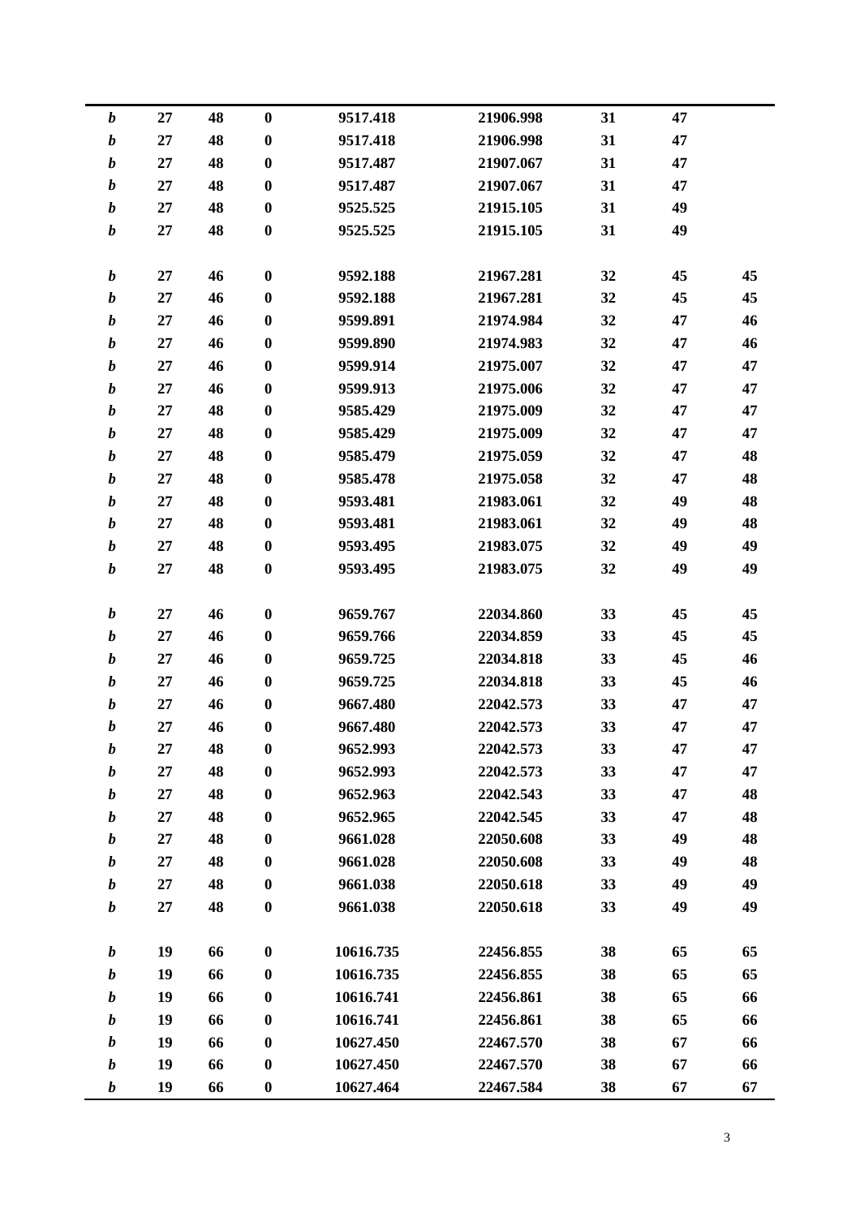| | | | | | | | | |
|---|---|---|---|---|---|---|---|---|
| ***b*** | **27** | **48** | **0** | **9517.418** | **21906.998** | **31** | **47** | |
| ***b*** | **27** | **48** | **0** | **9517.418** | **21906.998** | **31** | **47** | |
| ***b*** | **27** | **48** | **0** | **9517.487** | **21907.067** | **31** | **47** | |
| ***b*** | **27** | **48** | **0** | **9517.487** | **21907.067** | **31** | **47** | |
| ***b*** | **27** | **48** | **0** | **9525.525** | **21915.105** | **31** | **49** | |
| ***b*** | **27** | **48** | **0** | **9525.525** | **21915.105** | **31** | **49** | |
| | | | | | | | | |
| ***b*** | **27** | **46** | **0** | **9592.188** | **21967.281** | **32** | **45** | **45** |
| ***b*** | **27** | **46** | **0** | **9592.188** | **21967.281** | **32** | **45** | **45** |
| ***b*** | **27** | **46** | **0** | **9599.891** | **21974.984** | **32** | **47** | **46** |
| ***b*** | **27** | **46** | **0** | **9599.890** | **21974.983** | **32** | **47** | **46** |
| ***b*** | **27** | **46** | **0** | **9599.914** | **21975.007** | **32** | **47** | **47** |
| ***b*** | **27** | **46** | **0** | **9599.913** | **21975.006** | **32** | **47** | **47** |
| ***b*** | **27** | **48** | **0** | **9585.429** | **21975.009** | **32** | **47** | **47** |
| ***b*** | **27** | **48** | **0** | **9585.429** | **21975.009** | **32** | **47** | **47** |
| ***b*** | **27** | **48** | **0** | **9585.479** | **21975.059** | **32** | **47** | **48** |
| ***b*** | **27** | **48** | **0** | **9585.478** | **21975.058** | **32** | **47** | **48** |
| ***b*** | **27** | **48** | **0** | **9593.481** | **21983.061** | **32** | **49** | **48** |
| ***b*** | **27** | **48** | **0** | **9593.481** | **21983.061** | **32** | **49** | **48** |
| ***b*** | **27** | **48** | **0** | **9593.495** | **21983.075** | **32** | **49** | **49** |
| ***b*** | **27** | **48** | **0** | **9593.495** | **21983.075** | **32** | **49** | **49** |
| | | | | | | | | |
| ***b*** | **27** | **46** | **0** | **9659.767** | **22034.860** | **33** | **45** | **45** |
| ***b*** | **27** | **46** | **0** | **9659.766** | **22034.859** | **33** | **45** | **45** |
| ***b*** | **27** | **46** | **0** | **9659.725** | **22034.818** | **33** | **45** | **46** |
| ***b*** | **27** | **46** | **0** | **9659.725** | **22034.818** | **33** | **45** | **46** |
| ***b*** | **27** | **46** | **0** | **9667.480** | **22042.573** | **33** | **47** | **47** |
| ***b*** | **27** | **46** | **0** | **9667.480** | **22042.573** | **33** | **47** | **47** |
| ***b*** | **27** | **48** | **0** | **9652.993** | **22042.573** | **33** | **47** | **47** |
| ***b*** | **27** | **48** | **0** | **9652.993** | **22042.573** | **33** | **47** | **47** |
| ***b*** | **27** | **48** | **0** | **9652.963** | **22042.543** | **33** | **47** | **48** |
| ***b*** | **27** | **48** | **0** | **9652.965** | **22042.545** | **33** | **47** | **48** |
| ***b*** | **27** | **48** | **0** | **9661.028** | **22050.608** | **33** | **49** | **48** |
| ***b*** | **27** | **48** | **0** | **9661.028** | **22050.608** | **33** | **49** | **48** |
| ***b*** | **27** | **48** | **0** | **9661.038** | **22050.618** | **33** | **49** | **49** |
| ***b*** | **27** | **48** | **0** | **9661.038** | **22050.618** | **33** | **49** | **49** |
| | | | | | | | | |
| ***b*** | **19** | **66** | **0** | **10616.735** | **22456.855** | **38** | **65** | **65** |
| ***b*** | **19** | **66** | **0** | **10616.735** | **22456.855** | **38** | **65** | **65** |
| ***b*** | **19** | **66** | **0** | **10616.741** | **22456.861** | **38** | **65** | **66** |
| ***b*** | **19** | **66** | **0** | **10616.741** | **22456.861** | **38** | **65** | **66** |
| ***b*** | **19** | **66** | **0** | **10627.450** | **22467.570** | **38** | **67** | **66** |
| ***b*** | **19** | **66** | **0** | **10627.450** | **22467.570** | **38** | **67** | **66** |
| ***b*** | **19** | **66** | **0** | **10627.464** | **22467.584** | **38** | **67** | **67** |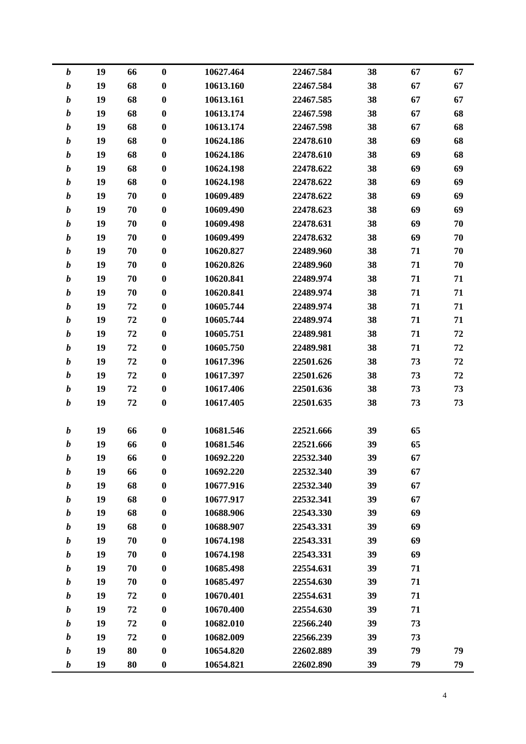| | | | | | | | | |
|---|---|---|---|---|---|---|---|---|
| ***b*** | **19** | **66** | **0** | **10627.464** | **22467.584** | **38** | **67** | **67** |
| ***b*** | **19** | **68** | **0** | **10613.160** | **22467.584** | **38** | **67** | **67** |
| ***b*** | **19** | **68** | **0** | **10613.161** | **22467.585** | **38** | **67** | **67** |
| ***b*** | **19** | **68** | **0** | **10613.174** | **22467.598** | **38** | **67** | **68** |
| ***b*** | **19** | **68** | **0** | **10613.174** | **22467.598** | **38** | **67** | **68** |
| ***b*** | **19** | **68** | **0** | **10624.186** | **22478.610** | **38** | **69** | **68** |
| ***b*** | **19** | **68** | **0** | **10624.186** | **22478.610** | **38** | **69** | **68** |
| ***b*** | **19** | **68** | **0** | **10624.198** | **22478.622** | **38** | **69** | **69** |
| ***b*** | **19** | **68** | **0** | **10624.198** | **22478.622** | **38** | **69** | **69** |
| ***b*** | **19** | **70** | **0** | **10609.489** | **22478.622** | **38** | **69** | **69** |
| ***b*** | **19** | **70** | **0** | **10609.490** | **22478.623** | **38** | **69** | **69** |
| ***b*** | **19** | **70** | **0** | **10609.498** | **22478.631** | **38** | **69** | **70** |
| ***b*** | **19** | **70** | **0** | **10609.499** | **22478.632** | **38** | **69** | **70** |
| ***b*** | **19** | **70** | **0** | **10620.827** | **22489.960** | **38** | **71** | **70** |
| ***b*** | **19** | **70** | **0** | **10620.826** | **22489.960** | **38** | **71** | **70** |
| ***b*** | **19** | **70** | **0** | **10620.841** | **22489.974** | **38** | **71** | **71** |
| ***b*** | **19** | **70** | **0** | **10620.841** | **22489.974** | **38** | **71** | **71** |
| ***b*** | **19** | **72** | **0** | **10605.744** | **22489.974** | **38** | **71** | **71** |
| ***b*** | **19** | **72** | **0** | **10605.744** | **22489.974** | **38** | **71** | **71** |
| ***b*** | **19** | **72** | **0** | **10605.751** | **22489.981** | **38** | **71** | **72** |
| ***b*** | **19** | **72** | **0** | **10605.750** | **22489.981** | **38** | **71** | **72** |
| ***b*** | **19** | **72** | **0** | **10617.396** | **22501.626** | **38** | **73** | **72** |
| ***b*** | **19** | **72** | **0** | **10617.397** | **22501.626** | **38** | **73** | **72** |
| ***b*** | **19** | **72** | **0** | **10617.406** | **22501.636** | **38** | **73** | **73** |
| ***b*** | **19** | **72** | **0** | **10617.405** | **22501.635** | **38** | **73** | **73** |
| | | | | | | | | |
| ***b*** | **19** | **66** | **0** | **10681.546** | **22521.666** | **39** | **65** | |
| ***b*** | **19** | **66** | **0** | **10681.546** | **22521.666** | **39** | **65** | |
| ***b*** | **19** | **66** | **0** | **10692.220** | **22532.340** | **39** | **67** | |
| ***b*** | **19** | **66** | **0** | **10692.220** | **22532.340** | **39** | **67** | |
| ***b*** | **19** | **68** | **0** | **10677.916** | **22532.340** | **39** | **67** | |
| ***b*** | **19** | **68** | **0** | **10677.917** | **22532.341** | **39** | **67** | |
| ***b*** | **19** | **68** | **0** | **10688.906** | **22543.330** | **39** | **69** | |
| ***b*** | **19** | **68** | **0** | **10688.907** | **22543.331** | **39** | **69** | |
| ***b*** | **19** | **70** | **0** | **10674.198** | **22543.331** | **39** | **69** | |
| ***b*** | **19** | **70** | **0** | **10674.198** | **22543.331** | **39** | **69** | |
| ***b*** | **19** | **70** | **0** | **10685.498** | **22554.631** | **39** | **71** | |
| ***b*** | **19** | **70** | **0** | **10685.497** | **22554.630** | **39** | **71** | |
| ***b*** | **19** | **72** | **0** | **10670.401** | **22554.631** | **39** | **71** | |
| ***b*** | **19** | **72** | **0** | **10670.400** | **22554.630** | **39** | **71** | |
| ***b*** | **19** | **72** | **0** | **10682.010** | **22566.240** | **39** | **73** | |
| ***b*** | **19** | **72** | **0** | **10682.009** | **22566.239** | **39** | **73** | |
| ***b*** | **19** | **80** | **0** | **10654.820** | **22602.889** | **39** | **79** | **79** |
| ***b*** | **19** | **80** | **0** | **10654.821** | **22602.890** | **39** | **79** | **79** |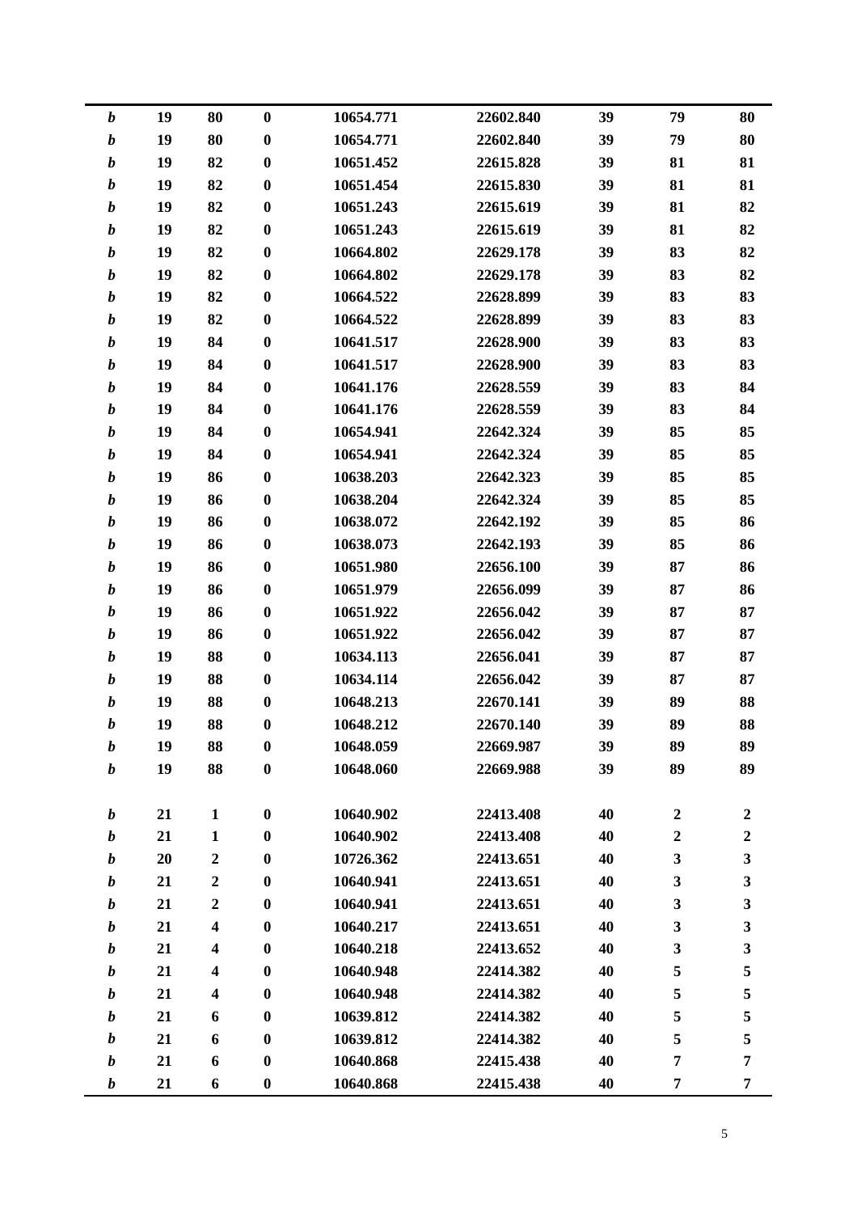| | | | | | | | | |
|---|---|---|---|---|---|---|---|---|
| ***b*** | **19** | **80** | **0** | **10654.771** | **22602.840** | **39** | **79** | **80** |
| ***b*** | **19** | **80** | **0** | **10654.771** | **22602.840** | **39** | **79** | **80** |
| ***b*** | **19** | **82** | **0** | **10651.452** | **22615.828** | **39** | **81** | **81** |
| ***b*** | **19** | **82** | **0** | **10651.454** | **22615.830** | **39** | **81** | **81** |
| ***b*** | **19** | **82** | **0** | **10651.243** | **22615.619** | **39** | **81** | **82** |
| ***b*** | **19** | **82** | **0** | **10651.243** | **22615.619** | **39** | **81** | **82** |
| ***b*** | **19** | **82** | **0** | **10664.802** | **22629.178** | **39** | **83** | **82** |
| ***b*** | **19** | **82** | **0** | **10664.802** | **22629.178** | **39** | **83** | **82** |
| ***b*** | **19** | **82** | **0** | **10664.522** | **22628.899** | **39** | **83** | **83** |
| ***b*** | **19** | **82** | **0** | **10664.522** | **22628.899** | **39** | **83** | **83** |
| ***b*** | **19** | **84** | **0** | **10641.517** | **22628.900** | **39** | **83** | **83** |
| ***b*** | **19** | **84** | **0** | **10641.517** | **22628.900** | **39** | **83** | **83** |
| ***b*** | **19** | **84** | **0** | **10641.176** | **22628.559** | **39** | **83** | **84** |
| ***b*** | **19** | **84** | **0** | **10641.176** | **22628.559** | **39** | **83** | **84** |
| ***b*** | **19** | **84** | **0** | **10654.941** | **22642.324** | **39** | **85** | **85** |
| ***b*** | **19** | **84** | **0** | **10654.941** | **22642.324** | **39** | **85** | **85** |
| ***b*** | **19** | **86** | **0** | **10638.203** | **22642.323** | **39** | **85** | **85** |
| ***b*** | **19** | **86** | **0** | **10638.204** | **22642.324** | **39** | **85** | **85** |
| ***b*** | **19** | **86** | **0** | **10638.072** | **22642.192** | **39** | **85** | **86** |
| ***b*** | **19** | **86** | **0** | **10638.073** | **22642.193** | **39** | **85** | **86** |
| ***b*** | **19** | **86** | **0** | **10651.980** | **22656.100** | **39** | **87** | **86** |
| ***b*** | **19** | **86** | **0** | **10651.979** | **22656.099** | **39** | **87** | **86** |
| ***b*** | **19** | **86** | **0** | **10651.922** | **22656.042** | **39** | **87** | **87** |
| ***b*** | **19** | **86** | **0** | **10651.922** | **22656.042** | **39** | **87** | **87** |
| ***b*** | **19** | **88** | **0** | **10634.113** | **22656.041** | **39** | **87** | **87** |
| ***b*** | **19** | **88** | **0** | **10634.114** | **22656.042** | **39** | **87** | **87** |
| ***b*** | **19** | **88** | **0** | **10648.213** | **22670.141** | **39** | **89** | **88** |
| ***b*** | **19** | **88** | **0** | **10648.212** | **22670.140** | **39** | **89** | **88** |
| ***b*** | **19** | **88** | **0** | **10648.059** | **22669.987** | **39** | **89** | **89** |
| ***b*** | **19** | **88** | **0** | **10648.060** | **22669.988** | **39** | **89** | **89** |
| | | | | | | | | |
| ***b*** | **21** | **1** | **0** | **10640.902** | **22413.408** | **40** | **2** | **2** |
| ***b*** | **21** | **1** | **0** | **10640.902** | **22413.408** | **40** | **2** | **2** |
| ***b*** | **20** | **2** | **0** | **10726.362** | **22413.651** | **40** | **3** | **3** |
| ***b*** | **21** | **2** | **0** | **10640.941** | **22413.651** | **40** | **3** | **3** |
| ***b*** | **21** | **2** | **0** | **10640.941** | **22413.651** | **40** | **3** | **3** |
| ***b*** | **21** | **4** | **0** | **10640.217** | **22413.651** | **40** | **3** | **3** |
| ***b*** | **21** | **4** | **0** | **10640.218** | **22413.652** | **40** | **3** | **3** |
| ***b*** | **21** | **4** | **0** | **10640.948** | **22414.382** | **40** | **5** | **5** |
| ***b*** | **21** | **4** | **0** | **10640.948** | **22414.382** | **40** | **5** | **5** |
| ***b*** | **21** | **6** | **0** | **10639.812** | **22414.382** | **40** | **5** | **5** |
| ***b*** | **21** | **6** | **0** | **10639.812** | **22414.382** | **40** | **5** | **5** |
| ***b*** | **21** | **6** | **0** | **10640.868** | **22415.438** | **40** | **7** | **7** |
| ***b*** | **21** | **6** | **0** | **10640.868** | **22415.438** | **40** | **7** | **7** |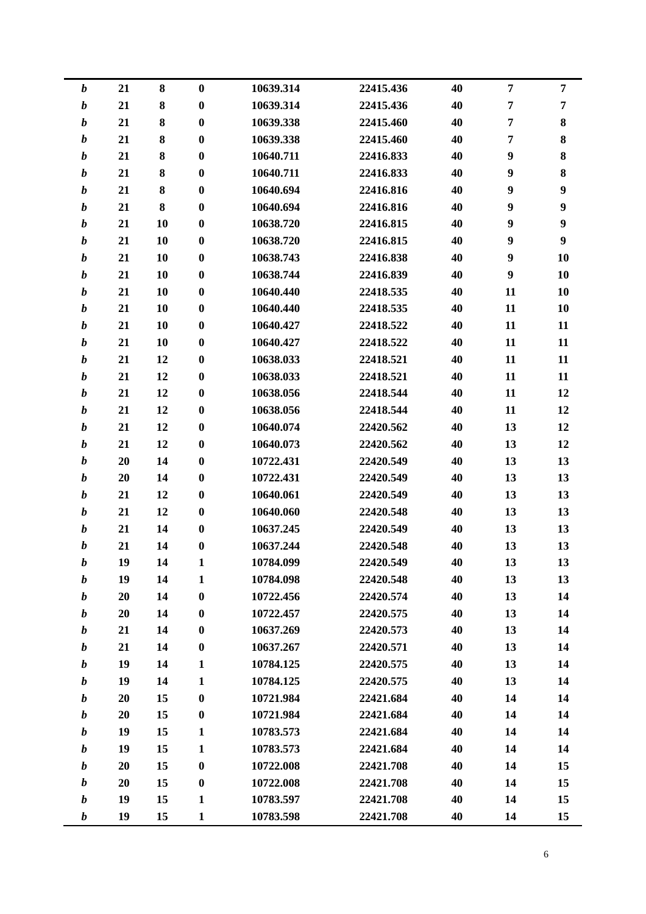| | | | | | | | | |
|---|---|---|---|---|---|---|---|---|
| ***b*** | **21** | **8** | **0** | **10639.314** | **22415.436** | **40** | **7** | **7** |
| ***b*** | **21** | **8** | **0** | **10639.314** | **22415.436** | **40** | **7** | **7** |
| ***b*** | **21** | **8** | **0** | **10639.338** | **22415.460** | **40** | **7** | **8** |
| ***b*** | **21** | **8** | **0** | **10639.338** | **22415.460** | **40** | **7** | **8** |
| ***b*** | **21** | **8** | **0** | **10640.711** | **22416.833** | **40** | **9** | **8** |
| ***b*** | **21** | **8** | **0** | **10640.711** | **22416.833** | **40** | **9** | **8** |
| ***b*** | **21** | **8** | **0** | **10640.694** | **22416.816** | **40** | **9** | **9** |
| ***b*** | **21** | **8** | **0** | **10640.694** | **22416.816** | **40** | **9** | **9** |
| ***b*** | **21** | **10** | **0** | **10638.720** | **22416.815** | **40** | **9** | **9** |
| ***b*** | **21** | **10** | **0** | **10638.720** | **22416.815** | **40** | **9** | **9** |
| ***b*** | **21** | **10** | **0** | **10638.743** | **22416.838** | **40** | **9** | **10** |
| ***b*** | **21** | **10** | **0** | **10638.744** | **22416.839** | **40** | **9** | **10** |
| ***b*** | **21** | **10** | **0** | **10640.440** | **22418.535** | **40** | **11** | **10** |
| ***b*** | **21** | **10** | **0** | **10640.440** | **22418.535** | **40** | **11** | **10** |
| ***b*** | **21** | **10** | **0** | **10640.427** | **22418.522** | **40** | **11** | **11** |
| ***b*** | **21** | **10** | **0** | **10640.427** | **22418.522** | **40** | **11** | **11** |
| ***b*** | **21** | **12** | **0** | **10638.033** | **22418.521** | **40** | **11** | **11** |
| ***b*** | **21** | **12** | **0** | **10638.033** | **22418.521** | **40** | **11** | **11** |
| ***b*** | **21** | **12** | **0** | **10638.056** | **22418.544** | **40** | **11** | **12** |
| ***b*** | **21** | **12** | **0** | **10638.056** | **22418.544** | **40** | **11** | **12** |
| ***b*** | **21** | **12** | **0** | **10640.074** | **22420.562** | **40** | **13** | **12** |
| ***b*** | **21** | **12** | **0** | **10640.073** | **22420.562** | **40** | **13** | **12** |
| ***b*** | **20** | **14** | **0** | **10722.431** | **22420.549** | **40** | **13** | **13** |
| ***b*** | **20** | **14** | **0** | **10722.431** | **22420.549** | **40** | **13** | **13** |
| ***b*** | **21** | **12** | **0** | **10640.061** | **22420.549** | **40** | **13** | **13** |
| ***b*** | **21** | **12** | **0** | **10640.060** | **22420.548** | **40** | **13** | **13** |
| ***b*** | **21** | **14** | **0** | **10637.245** | **22420.549** | **40** | **13** | **13** |
| ***b*** | **21** | **14** | **0** | **10637.244** | **22420.548** | **40** | **13** | **13** |
| ***b*** | **19** | **14** | **1** | **10784.099** | **22420.549** | **40** | **13** | **13** |
| ***b*** | **19** | **14** | **1** | **10784.098** | **22420.548** | **40** | **13** | **13** |
| ***b*** | **20** | **14** | **0** | **10722.456** | **22420.574** | **40** | **13** | **14** |
| ***b*** | **20** | **14** | **0** | **10722.457** | **22420.575** | **40** | **13** | **14** |
| ***b*** | **21** | **14** | **0** | **10637.269** | **22420.573** | **40** | **13** | **14** |
| ***b*** | **21** | **14** | **0** | **10637.267** | **22420.571** | **40** | **13** | **14** |
| ***b*** | **19** | **14** | **1** | **10784.125** | **22420.575** | **40** | **13** | **14** |
| ***b*** | **19** | **14** | **1** | **10784.125** | **22420.575** | **40** | **13** | **14** |
| ***b*** | **20** | **15** | **0** | **10721.984** | **22421.684** | **40** | **14** | **14** |
| ***b*** | **20** | **15** | **0** | **10721.984** | **22421.684** | **40** | **14** | **14** |
| ***b*** | **19** | **15** | **1** | **10783.573** | **22421.684** | **40** | **14** | **14** |
| ***b*** | **19** | **15** | **1** | **10783.573** | **22421.684** | **40** | **14** | **14** |
| ***b*** | **20** | **15** | **0** | **10722.008** | **22421.708** | **40** | **14** | **15** |
| ***b*** | **20** | **15** | **0** | **10722.008** | **22421.708** | **40** | **14** | **15** |
| ***b*** | **19** | **15** | **1** | **10783.597** | **22421.708** | **40** | **14** | **15** |
| ***b*** | **19** | **15** | **1** | **10783.598** | **22421.708** | **40** | **14** | **15** |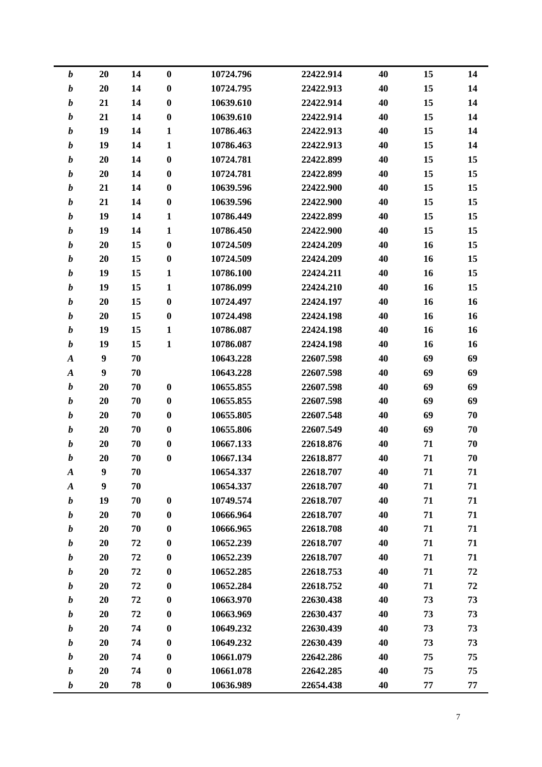| | | | | | | | | |
|---|---|---|---|---|---|---|---|---|
| ***b*** | **20** | **14** | **0** | **10724.796** | **22422.914** | **40** | **15** | **14** |
| ***b*** | **20** | **14** | **0** | **10724.795** | **22422.913** | **40** | **15** | **14** |
| ***b*** | **21** | **14** | **0** | **10639.610** | **22422.914** | **40** | **15** | **14** |
| ***b*** | **21** | **14** | **0** | **10639.610** | **22422.914** | **40** | **15** | **14** |
| ***b*** | **19** | **14** | **1** | **10786.463** | **22422.913** | **40** | **15** | **14** |
| ***b*** | **19** | **14** | **1** | **10786.463** | **22422.913** | **40** | **15** | **14** |
| ***b*** | **20** | **14** | **0** | **10724.781** | **22422.899** | **40** | **15** | **15** |
| ***b*** | **20** | **14** | **0** | **10724.781** | **22422.899** | **40** | **15** | **15** |
| ***b*** | **21** | **14** | **0** | **10639.596** | **22422.900** | **40** | **15** | **15** |
| ***b*** | **21** | **14** | **0** | **10639.596** | **22422.900** | **40** | **15** | **15** |
| ***b*** | **19** | **14** | **1** | **10786.449** | **22422.899** | **40** | **15** | **15** |
| ***b*** | **19** | **14** | **1** | **10786.450** | **22422.900** | **40** | **15** | **15** |
| ***b*** | **20** | **15** | **0** | **10724.509** | **22424.209** | **40** | **16** | **15** |
| ***b*** | **20** | **15** | **0** | **10724.509** | **22424.209** | **40** | **16** | **15** |
| ***b*** | **19** | **15** | **1** | **10786.100** | **22424.211** | **40** | **16** | **15** |
| ***b*** | **19** | **15** | **1** | **10786.099** | **22424.210** | **40** | **16** | **15** |
| ***b*** | **20** | **15** | **0** | **10724.497** | **22424.197** | **40** | **16** | **16** |
| ***b*** | **20** | **15** | **0** | **10724.498** | **22424.198** | **40** | **16** | **16** |
| ***b*** | **19** | **15** | **1** | **10786.087** | **22424.198** | **40** | **16** | **16** |
| ***b*** | **19** | **15** | **1** | **10786.087** | **22424.198** | **40** | **16** | **16** |
| ***A*** | **9** | **70** | | **10643.228** | **22607.598** | **40** | **69** | **69** |
| ***A*** | **9** | **70** | | **10643.228** | **22607.598** | **40** | **69** | **69** |
| ***b*** | **20** | **70** | **0** | **10655.855** | **22607.598** | **40** | **69** | **69** |
| ***b*** | **20** | **70** | **0** | **10655.855** | **22607.598** | **40** | **69** | **69** |
| ***b*** | **20** | **70** | **0** | **10655.805** | **22607.548** | **40** | **69** | **70** |
| ***b*** | **20** | **70** | **0** | **10655.806** | **22607.549** | **40** | **69** | **70** |
| ***b*** | **20** | **70** | **0** | **10667.133** | **22618.876** | **40** | **71** | **70** |
| ***b*** | **20** | **70** | **0** | **10667.134** | **22618.877** | **40** | **71** | **70** |
| ***A*** | **9** | **70** | | **10654.337** | **22618.707** | **40** | **71** | **71** |
| ***A*** | **9** | **70** | | **10654.337** | **22618.707** | **40** | **71** | **71** |
| ***b*** | **19** | **70** | **0** | **10749.574** | **22618.707** | **40** | **71** | **71** |
| ***b*** | **20** | **70** | **0** | **10666.964** | **22618.707** | **40** | **71** | **71** |
| ***b*** | **20** | **70** | **0** | **10666.965** | **22618.708** | **40** | **71** | **71** |
| ***b*** | **20** | **72** | **0** | **10652.239** | **22618.707** | **40** | **71** | **71** |
| ***b*** | **20** | **72** | **0** | **10652.239** | **22618.707** | **40** | **71** | **71** |
| ***b*** | **20** | **72** | **0** | **10652.285** | **22618.753** | **40** | **71** | **72** |
| ***b*** | **20** | **72** | **0** | **10652.284** | **22618.752** | **40** | **71** | **72** |
| ***b*** | **20** | **72** | **0** | **10663.970** | **22630.438** | **40** | **73** | **73** |
| ***b*** | **20** | **72** | **0** | **10663.969** | **22630.437** | **40** | **73** | **73** |
| ***b*** | **20** | **74** | **0** | **10649.232** | **22630.439** | **40** | **73** | **73** |
| ***b*** | **20** | **74** | **0** | **10649.232** | **22630.439** | **40** | **73** | **73** |
| ***b*** | **20** | **74** | **0** | **10661.079** | **22642.286** | **40** | **75** | **75** |
| ***b*** | **20** | **74** | **0** | **10661.078** | **22642.285** | **40** | **75** | **75** |
| ***b*** | **20** | **78** | **0** | **10636.989** | **22654.438** | **40** | **77** | **77** |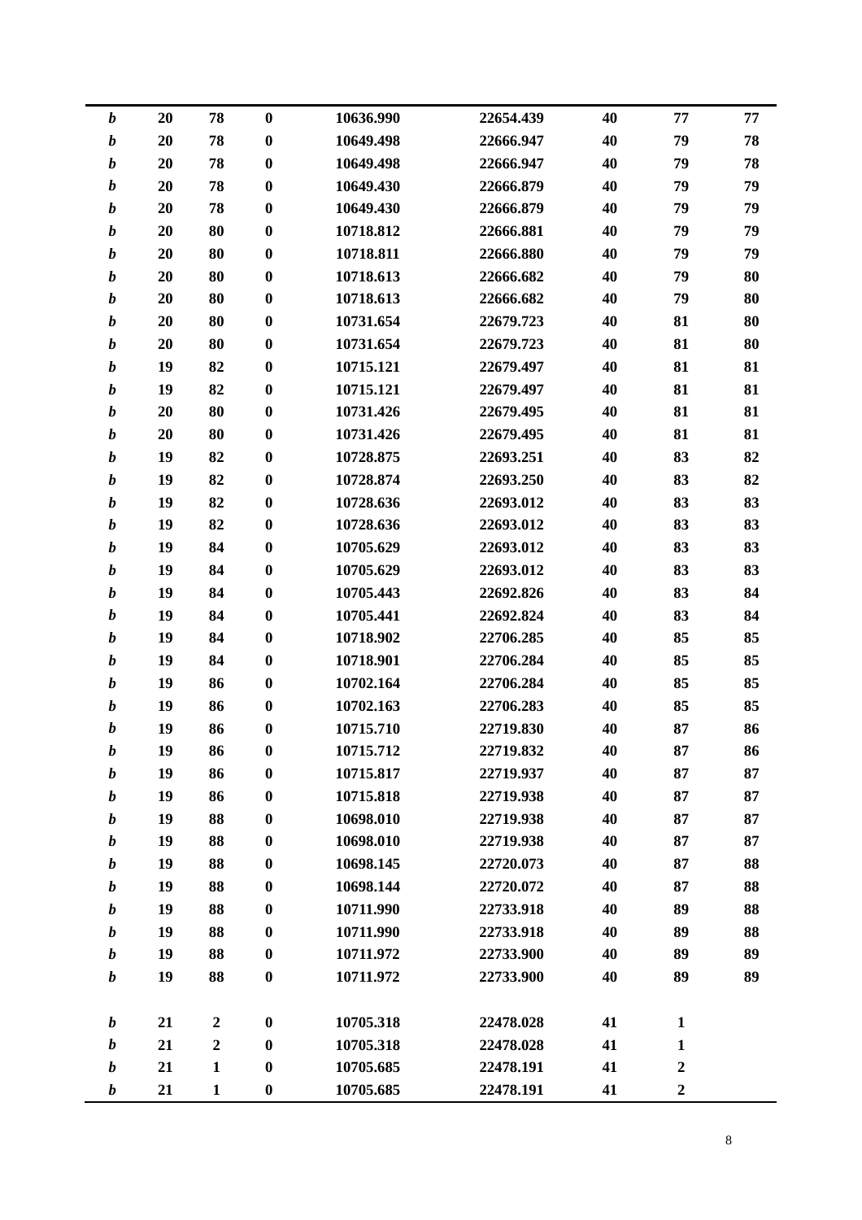| | | | | | | | | |
|---|---|---|---|---|---|---|---|---|
| ***b*** | **20** | **78** | **0** | **10636.990** | **22654.439** | **40** | **77** | **77** |
| ***b*** | **20** | **78** | **0** | **10649.498** | **22666.947** | **40** | **79** | **78** |
| ***b*** | **20** | **78** | **0** | **10649.498** | **22666.947** | **40** | **79** | **78** |
| ***b*** | **20** | **78** | **0** | **10649.430** | **22666.879** | **40** | **79** | **79** |
| ***b*** | **20** | **78** | **0** | **10649.430** | **22666.879** | **40** | **79** | **79** |
| ***b*** | **20** | **80** | **0** | **10718.812** | **22666.881** | **40** | **79** | **79** |
| ***b*** | **20** | **80** | **0** | **10718.811** | **22666.880** | **40** | **79** | **79** |
| ***b*** | **20** | **80** | **0** | **10718.613** | **22666.682** | **40** | **79** | **80** |
| ***b*** | **20** | **80** | **0** | **10718.613** | **22666.682** | **40** | **79** | **80** |
| ***b*** | **20** | **80** | **0** | **10731.654** | **22679.723** | **40** | **81** | **80** |
| ***b*** | **20** | **80** | **0** | **10731.654** | **22679.723** | **40** | **81** | **80** |
| ***b*** | **19** | **82** | **0** | **10715.121** | **22679.497** | **40** | **81** | **81** |
| ***b*** | **19** | **82** | **0** | **10715.121** | **22679.497** | **40** | **81** | **81** |
| ***b*** | **20** | **80** | **0** | **10731.426** | **22679.495** | **40** | **81** | **81** |
| ***b*** | **20** | **80** | **0** | **10731.426** | **22679.495** | **40** | **81** | **81** |
| ***b*** | **19** | **82** | **0** | **10728.875** | **22693.251** | **40** | **83** | **82** |
| ***b*** | **19** | **82** | **0** | **10728.874** | **22693.250** | **40** | **83** | **82** |
| ***b*** | **19** | **82** | **0** | **10728.636** | **22693.012** | **40** | **83** | **83** |
| ***b*** | **19** | **82** | **0** | **10728.636** | **22693.012** | **40** | **83** | **83** |
| ***b*** | **19** | **84** | **0** | **10705.629** | **22693.012** | **40** | **83** | **83** |
| ***b*** | **19** | **84** | **0** | **10705.629** | **22693.012** | **40** | **83** | **83** |
| ***b*** | **19** | **84** | **0** | **10705.443** | **22692.826** | **40** | **83** | **84** |
| ***b*** | **19** | **84** | **0** | **10705.441** | **22692.824** | **40** | **83** | **84** |
| ***b*** | **19** | **84** | **0** | **10718.902** | **22706.285** | **40** | **85** | **85** |
| ***b*** | **19** | **84** | **0** | **10718.901** | **22706.284** | **40** | **85** | **85** |
| ***b*** | **19** | **86** | **0** | **10702.164** | **22706.284** | **40** | **85** | **85** |
| ***b*** | **19** | **86** | **0** | **10702.163** | **22706.283** | **40** | **85** | **85** |
| ***b*** | **19** | **86** | **0** | **10715.710** | **22719.830** | **40** | **87** | **86** |
| ***b*** | **19** | **86** | **0** | **10715.712** | **22719.832** | **40** | **87** | **86** |
| ***b*** | **19** | **86** | **0** | **10715.817** | **22719.937** | **40** | **87** | **87** |
| ***b*** | **19** | **86** | **0** | **10715.818** | **22719.938** | **40** | **87** | **87** |
| ***b*** | **19** | **88** | **0** | **10698.010** | **22719.938** | **40** | **87** | **87** |
| ***b*** | **19** | **88** | **0** | **10698.010** | **22719.938** | **40** | **87** | **87** |
| ***b*** | **19** | **88** | **0** | **10698.145** | **22720.073** | **40** | **87** | **88** |
| ***b*** | **19** | **88** | **0** | **10698.144** | **22720.072** | **40** | **87** | **88** |
| ***b*** | **19** | **88** | **0** | **10711.990** | **22733.918** | **40** | **89** | **88** |
| ***b*** | **19** | **88** | **0** | **10711.990** | **22733.918** | **40** | **89** | **88** |
| ***b*** | **19** | **88** | **0** | **10711.972** | **22733.900** | **40** | **89** | **89** |
| ***b*** | **19** | **88** | **0** | **10711.972** | **22733.900** | **40** | **89** | **89** |
| | | | | | | | | |
| ***b*** | **21** | **2** | **0** | **10705.318** | **22478.028** | **41** | **1** | |
| ***b*** | **21** | **2** | **0** | **10705.318** | **22478.028** | **41** | **1** | |
| ***b*** | **21** | **1** | **0** | **10705.685** | **22478.191** | **41** | **2** | |
| ***b*** | **21** | **1** | **0** | **10705.685** | **22478.191** | **41** | **2** | |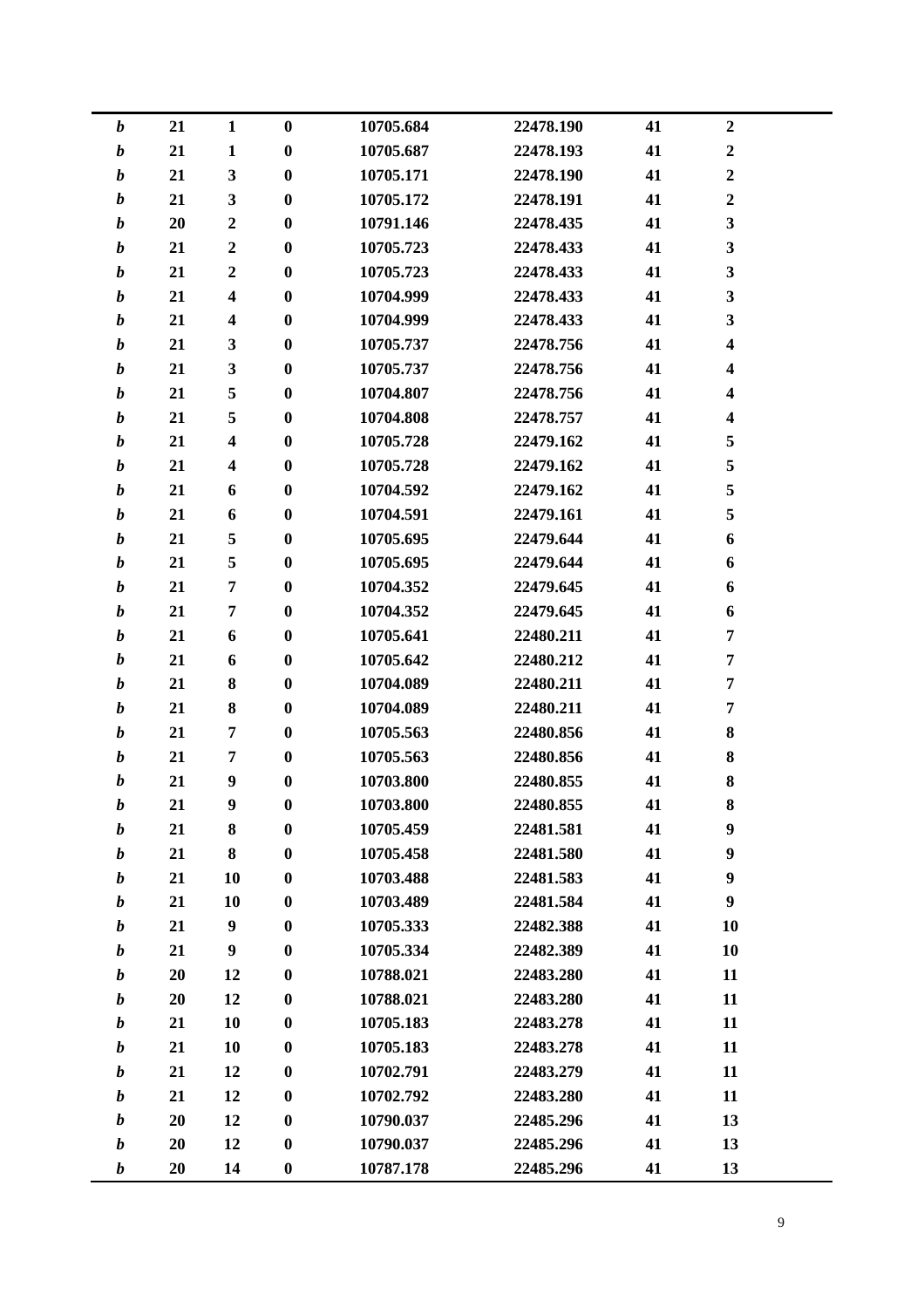| | | | | | | | |
|---|---|---|---|---|---|---|---|
| ***b*** | **21** | **1** | **0** | **10705.684** | **22478.190** | **41** | **2** |
| ***b*** | **21** | **1** | **0** | **10705.687** | **22478.193** | **41** | **2** |
| ***b*** | **21** | **3** | **0** | **10705.171** | **22478.190** | **41** | **2** |
| ***b*** | **21** | **3** | **0** | **10705.172** | **22478.191** | **41** | **2** |
| ***b*** | **20** | **2** | **0** | **10791.146** | **22478.435** | **41** | **3** |
| ***b*** | **21** | **2** | **0** | **10705.723** | **22478.433** | **41** | **3** |
| ***b*** | **21** | **2** | **0** | **10705.723** | **22478.433** | **41** | **3** |
| ***b*** | **21** | **4** | **0** | **10704.999** | **22478.433** | **41** | **3** |
| ***b*** | **21** | **4** | **0** | **10704.999** | **22478.433** | **41** | **3** |
| ***b*** | **21** | **3** | **0** | **10705.737** | **22478.756** | **41** | **4** |
| ***b*** | **21** | **3** | **0** | **10705.737** | **22478.756** | **41** | **4** |
| ***b*** | **21** | **5** | **0** | **10704.807** | **22478.756** | **41** | **4** |
| ***b*** | **21** | **5** | **0** | **10704.808** | **22478.757** | **41** | **4** |
| ***b*** | **21** | **4** | **0** | **10705.728** | **22479.162** | **41** | **5** |
| ***b*** | **21** | **4** | **0** | **10705.728** | **22479.162** | **41** | **5** |
| ***b*** | **21** | **6** | **0** | **10704.592** | **22479.162** | **41** | **5** |
| ***b*** | **21** | **6** | **0** | **10704.591** | **22479.161** | **41** | **5** |
| ***b*** | **21** | **5** | **0** | **10705.695** | **22479.644** | **41** | **6** |
| ***b*** | **21** | **5** | **0** | **10705.695** | **22479.644** | **41** | **6** |
| ***b*** | **21** | **7** | **0** | **10704.352** | **22479.645** | **41** | **6** |
| ***b*** | **21** | **7** | **0** | **10704.352** | **22479.645** | **41** | **6** |
| ***b*** | **21** | **6** | **0** | **10705.641** | **22480.211** | **41** | **7** |
| ***b*** | **21** | **6** | **0** | **10705.642** | **22480.212** | **41** | **7** |
| ***b*** | **21** | **8** | **0** | **10704.089** | **22480.211** | **41** | **7** |
| ***b*** | **21** | **8** | **0** | **10704.089** | **22480.211** | **41** | **7** |
| ***b*** | **21** | **7** | **0** | **10705.563** | **22480.856** | **41** | **8** |
| ***b*** | **21** | **7** | **0** | **10705.563** | **22480.856** | **41** | **8** |
| ***b*** | **21** | **9** | **0** | **10703.800** | **22480.855** | **41** | **8** |
| ***b*** | **21** | **9** | **0** | **10703.800** | **22480.855** | **41** | **8** |
| ***b*** | **21** | **8** | **0** | **10705.459** | **22481.581** | **41** | **9** |
| ***b*** | **21** | **8** | **0** | **10705.458** | **22481.580** | **41** | **9** |
| ***b*** | **21** | **10** | **0** | **10703.488** | **22481.583** | **41** | **9** |
| ***b*** | **21** | **10** | **0** | **10703.489** | **22481.584** | **41** | **9** |
| ***b*** | **21** | **9** | **0** | **10705.333** | **22482.388** | **41** | **10** |
| ***b*** | **21** | **9** | **0** | **10705.334** | **22482.389** | **41** | **10** |
| ***b*** | **20** | **12** | **0** | **10788.021** | **22483.280** | **41** | **11** |
| ***b*** | **20** | **12** | **0** | **10788.021** | **22483.280** | **41** | **11** |
| ***b*** | **21** | **10** | **0** | **10705.183** | **22483.278** | **41** | **11** |
| ***b*** | **21** | **10** | **0** | **10705.183** | **22483.278** | **41** | **11** |
| ***b*** | **21** | **12** | **0** | **10702.791** | **22483.279** | **41** | **11** |
| ***b*** | **21** | **12** | **0** | **10702.792** | **22483.280** | **41** | **11** |
| ***b*** | **20** | **12** | **0** | **10790.037** | **22485.296** | **41** | **13** |
| ***b*** | **20** | **12** | **0** | **10790.037** | **22485.296** | **41** | **13** |
| ***b*** | **20** | **14** | **0** | **10787.178** | **22485.296** | **41** | **13** |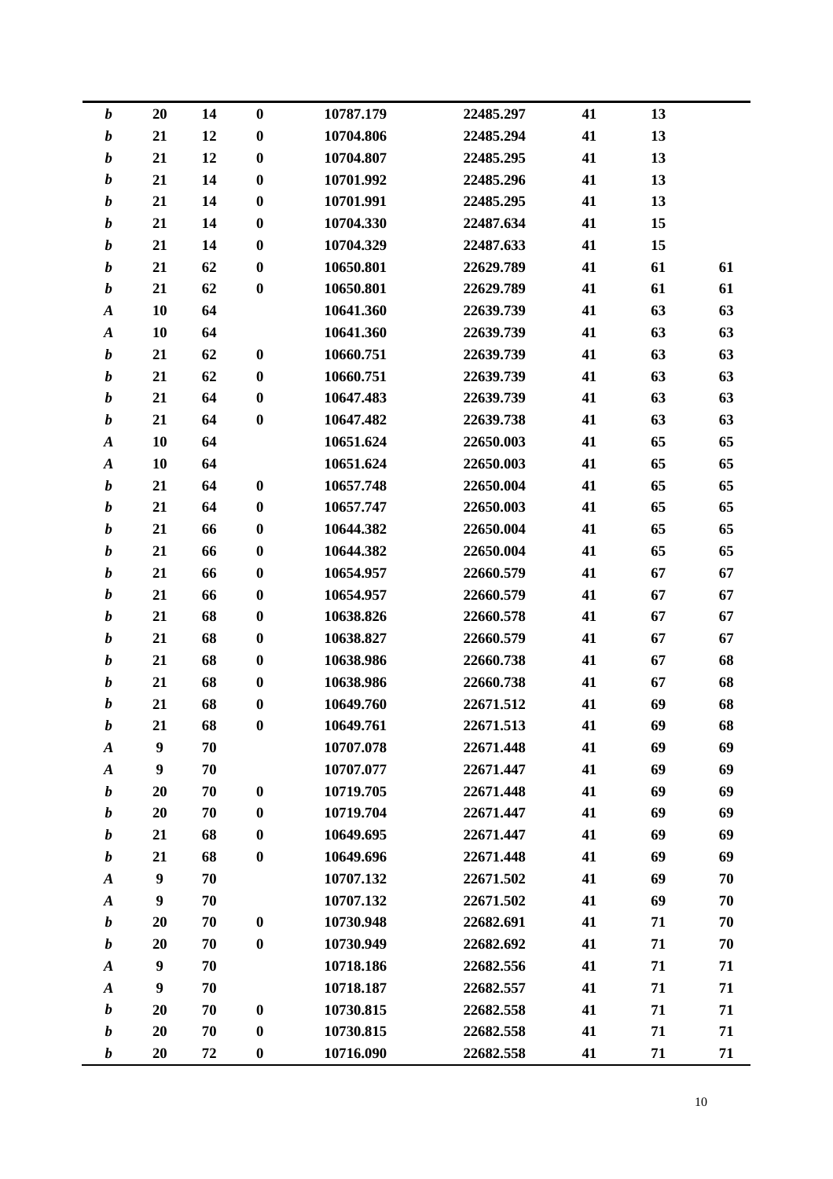| | | | | | | | | |
|---|---|---|---|---|---|---|---|---|
| *b* | 20 | 14 | 0 | 10787.179 | 22485.297 | 41 | 13 | |
| *b* | 21 | 12 | 0 | 10704.806 | 22485.294 | 41 | 13 | |
| *b* | 21 | 12 | 0 | 10704.807 | 22485.295 | 41 | 13 | |
| *b* | 21 | 14 | 0 | 10701.992 | 22485.296 | 41 | 13 | |
| *b* | 21 | 14 | 0 | 10701.991 | 22485.295 | 41 | 13 | |
| *b* | 21 | 14 | 0 | 10704.330 | 22487.634 | 41 | 15 | |
| *b* | 21 | 14 | 0 | 10704.329 | 22487.633 | 41 | 15 | |
| *b* | 21 | 62 | 0 | 10650.801 | 22629.789 | 41 | 61 | 61 |
| *b* | 21 | 62 | 0 | 10650.801 | 22629.789 | 41 | 61 | 61 |
| *A* | 10 | 64 | | 10641.360 | 22639.739 | 41 | 63 | 63 |
| *A* | 10 | 64 | | 10641.360 | 22639.739 | 41 | 63 | 63 |
| *b* | 21 | 62 | 0 | 10660.751 | 22639.739 | 41 | 63 | 63 |
| *b* | 21 | 62 | 0 | 10660.751 | 22639.739 | 41 | 63 | 63 |
| *b* | 21 | 64 | 0 | 10647.483 | 22639.739 | 41 | 63 | 63 |
| *b* | 21 | 64 | 0 | 10647.482 | 22639.738 | 41 | 63 | 63 |
| *A* | 10 | 64 | | 10651.624 | 22650.003 | 41 | 65 | 65 |
| *A* | 10 | 64 | | 10651.624 | 22650.003 | 41 | 65 | 65 |
| *b* | 21 | 64 | 0 | 10657.748 | 22650.004 | 41 | 65 | 65 |
| *b* | 21 | 64 | 0 | 10657.747 | 22650.003 | 41 | 65 | 65 |
| *b* | 21 | 66 | 0 | 10644.382 | 22650.004 | 41 | 65 | 65 |
| *b* | 21 | 66 | 0 | 10644.382 | 22650.004 | 41 | 65 | 65 |
| *b* | 21 | 66 | 0 | 10654.957 | 22660.579 | 41 | 67 | 67 |
| *b* | 21 | 66 | 0 | 10654.957 | 22660.579 | 41 | 67 | 67 |
| *b* | 21 | 68 | 0 | 10638.826 | 22660.578 | 41 | 67 | 67 |
| *b* | 21 | 68 | 0 | 10638.827 | 22660.579 | 41 | 67 | 67 |
| *b* | 21 | 68 | 0 | 10638.986 | 22660.738 | 41 | 67 | 68 |
| *b* | 21 | 68 | 0 | 10638.986 | 22660.738 | 41 | 67 | 68 |
| *b* | 21 | 68 | 0 | 10649.760 | 22671.512 | 41 | 69 | 68 |
| *b* | 21 | 68 | 0 | 10649.761 | 22671.513 | 41 | 69 | 68 |
| *A* | 9 | 70 | | 10707.078 | 22671.448 | 41 | 69 | 69 |
| *A* | 9 | 70 | | 10707.077 | 22671.447 | 41 | 69 | 69 |
| *b* | 20 | 70 | 0 | 10719.705 | 22671.448 | 41 | 69 | 69 |
| *b* | 20 | 70 | 0 | 10719.704 | 22671.447 | 41 | 69 | 69 |
| *b* | 21 | 68 | 0 | 10649.695 | 22671.447 | 41 | 69 | 69 |
| *b* | 21 | 68 | 0 | 10649.696 | 22671.448 | 41 | 69 | 69 |
| *A* | 9 | 70 | | 10707.132 | 22671.502 | 41 | 69 | 70 |
| *A* | 9 | 70 | | 10707.132 | 22671.502 | 41 | 69 | 70 |
| *b* | 20 | 70 | 0 | 10730.948 | 22682.691 | 41 | 71 | 70 |
| *b* | 20 | 70 | 0 | 10730.949 | 22682.692 | 41 | 71 | 70 |
| *A* | 9 | 70 | | 10718.186 | 22682.556 | 41 | 71 | 71 |
| *A* | 9 | 70 | | 10718.187 | 22682.557 | 41 | 71 | 71 |
| *b* | 20 | 70 | 0 | 10730.815 | 22682.558 | 41 | 71 | 71 |
| *b* | 20 | 70 | 0 | 10730.815 | 22682.558 | 41 | 71 | 71 |
| *b* | 20 | 72 | 0 | 10716.090 | 22682.558 | 41 | 71 | 71 |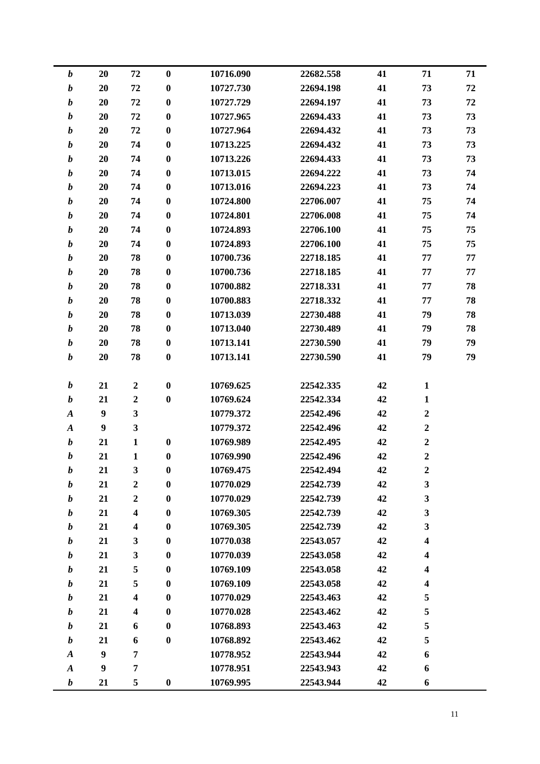| | | | | | | | | |
|---|---|---|---|---|---|---|---|---|
| ***b*** | **20** | **72** | **0** | **10716.090** | **22682.558** | **41** | **71** | **71** |
| ***b*** | **20** | **72** | **0** | **10727.730** | **22694.198** | **41** | **73** | **72** |
| ***b*** | **20** | **72** | **0** | **10727.729** | **22694.197** | **41** | **73** | **72** |
| ***b*** | **20** | **72** | **0** | **10727.965** | **22694.433** | **41** | **73** | **73** |
| ***b*** | **20** | **72** | **0** | **10727.964** | **22694.432** | **41** | **73** | **73** |
| ***b*** | **20** | **74** | **0** | **10713.225** | **22694.432** | **41** | **73** | **73** |
| ***b*** | **20** | **74** | **0** | **10713.226** | **22694.433** | **41** | **73** | **73** |
| ***b*** | **20** | **74** | **0** | **10713.015** | **22694.222** | **41** | **73** | **74** |
| ***b*** | **20** | **74** | **0** | **10713.016** | **22694.223** | **41** | **73** | **74** |
| ***b*** | **20** | **74** | **0** | **10724.800** | **22706.007** | **41** | **75** | **74** |
| ***b*** | **20** | **74** | **0** | **10724.801** | **22706.008** | **41** | **75** | **74** |
| ***b*** | **20** | **74** | **0** | **10724.893** | **22706.100** | **41** | **75** | **75** |
| ***b*** | **20** | **74** | **0** | **10724.893** | **22706.100** | **41** | **75** | **75** |
| ***b*** | **20** | **78** | **0** | **10700.736** | **22718.185** | **41** | **77** | **77** |
| ***b*** | **20** | **78** | **0** | **10700.736** | **22718.185** | **41** | **77** | **77** |
| ***b*** | **20** | **78** | **0** | **10700.882** | **22718.331** | **41** | **77** | **78** |
| ***b*** | **20** | **78** | **0** | **10700.883** | **22718.332** | **41** | **77** | **78** |
| ***b*** | **20** | **78** | **0** | **10713.039** | **22730.488** | **41** | **79** | **78** |
| ***b*** | **20** | **78** | **0** | **10713.040** | **22730.489** | **41** | **79** | **78** |
| ***b*** | **20** | **78** | **0** | **10713.141** | **22730.590** | **41** | **79** | **79** |
| ***b*** | **20** | **78** | **0** | **10713.141** | **22730.590** | **41** | **79** | **79** |
| | | | | | | | | |
| ***b*** | **21** | **2** | **0** | **10769.625** | **22542.335** | **42** | **1** | |
| ***b*** | **21** | **2** | **0** | **10769.624** | **22542.334** | **42** | **1** | |
| ***A*** | **9** | **3** | | **10779.372** | **22542.496** | **42** | **2** | |
| ***A*** | **9** | **3** | | **10779.372** | **22542.496** | **42** | **2** | |
| ***b*** | **21** | **1** | **0** | **10769.989** | **22542.495** | **42** | **2** | |
| ***b*** | **21** | **1** | **0** | **10769.990** | **22542.496** | **42** | **2** | |
| ***b*** | **21** | **3** | **0** | **10769.475** | **22542.494** | **42** | **2** | |
| ***b*** | **21** | **2** | **0** | **10770.029** | **22542.739** | **42** | **3** | |
| ***b*** | **21** | **2** | **0** | **10770.029** | **22542.739** | **42** | **3** | |
| ***b*** | **21** | **4** | **0** | **10769.305** | **22542.739** | **42** | **3** | |
| ***b*** | **21** | **4** | **0** | **10769.305** | **22542.739** | **42** | **3** | |
| ***b*** | **21** | **3** | **0** | **10770.038** | **22543.057** | **42** | **4** | |
| ***b*** | **21** | **3** | **0** | **10770.039** | **22543.058** | **42** | **4** | |
| ***b*** | **21** | **5** | **0** | **10769.109** | **22543.058** | **42** | **4** | |
| ***b*** | **21** | **5** | **0** | **10769.109** | **22543.058** | **42** | **4** | |
| ***b*** | **21** | **4** | **0** | **10770.029** | **22543.463** | **42** | **5** | |
| ***b*** | **21** | **4** | **0** | **10770.028** | **22543.462** | **42** | **5** | |
| ***b*** | **21** | **6** | **0** | **10768.893** | **22543.463** | **42** | **5** | |
| ***b*** | **21** | **6** | **0** | **10768.892** | **22543.462** | **42** | **5** | |
| ***A*** | **9** | **7** | | **10778.952** | **22543.944** | **42** | **6** | |
| ***A*** | **9** | **7** | | **10778.951** | **22543.943** | **42** | **6** | |
| ***b*** | **21** | **5** | **0** | **10769.995** | **22543.944** | **42** | **6** | |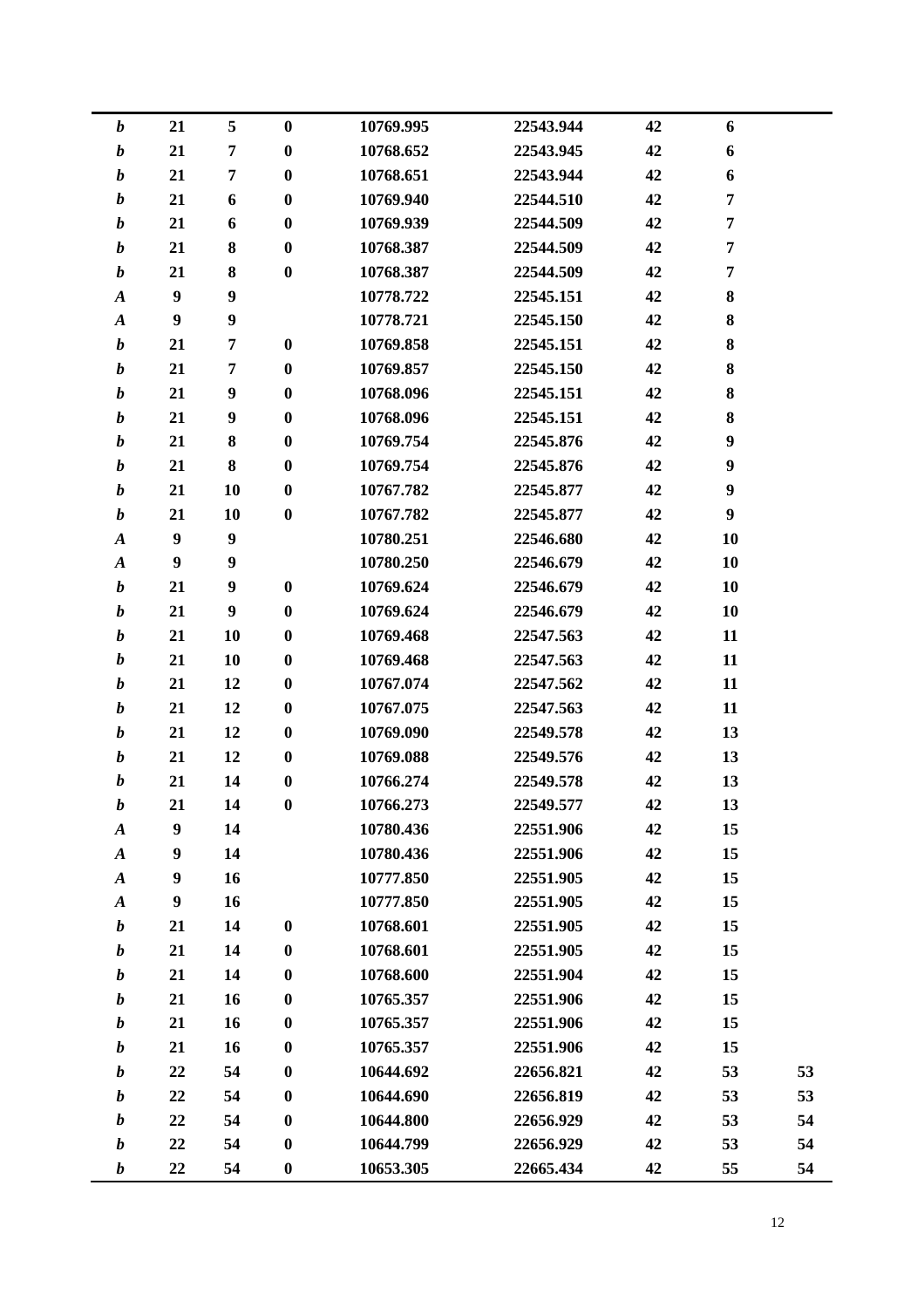| | | | | | | | | |
|---|---|---|---|---|---|---|---|---|
| ***b*** | **21** | **5** | **0** | **10769.995** | **22543.944** | **42** | **6** | |
| ***b*** | **21** | **7** | **0** | **10768.652** | **22543.945** | **42** | **6** | |
| ***b*** | **21** | **7** | **0** | **10768.651** | **22543.944** | **42** | **6** | |
| ***b*** | **21** | **6** | **0** | **10769.940** | **22544.510** | **42** | **7** | |
| ***b*** | **21** | **6** | **0** | **10769.939** | **22544.509** | **42** | **7** | |
| ***b*** | **21** | **8** | **0** | **10768.387** | **22544.509** | **42** | **7** | |
| ***b*** | **21** | **8** | **0** | **10768.387** | **22544.509** | **42** | **7** | |
| ***A*** | **9** | **9** | | **10778.722** | **22545.151** | **42** | **8** | |
| ***A*** | **9** | **9** | | **10778.721** | **22545.150** | **42** | **8** | |
| ***b*** | **21** | **7** | **0** | **10769.858** | **22545.151** | **42** | **8** | |
| ***b*** | **21** | **7** | **0** | **10769.857** | **22545.150** | **42** | **8** | |
| ***b*** | **21** | **9** | **0** | **10768.096** | **22545.151** | **42** | **8** | |
| ***b*** | **21** | **9** | **0** | **10768.096** | **22545.151** | **42** | **8** | |
| ***b*** | **21** | **8** | **0** | **10769.754** | **22545.876** | **42** | **9** | |
| ***b*** | **21** | **8** | **0** | **10769.754** | **22545.876** | **42** | **9** | |
| ***b*** | **21** | **10** | **0** | **10767.782** | **22545.877** | **42** | **9** | |
| ***b*** | **21** | **10** | **0** | **10767.782** | **22545.877** | **42** | **9** | |
| ***A*** | **9** | **9** | | **10780.251** | **22546.680** | **42** | **10** | |
| ***A*** | **9** | **9** | | **10780.250** | **22546.679** | **42** | **10** | |
| ***b*** | **21** | **9** | **0** | **10769.624** | **22546.679** | **42** | **10** | |
| ***b*** | **21** | **9** | **0** | **10769.624** | **22546.679** | **42** | **10** | |
| ***b*** | **21** | **10** | **0** | **10769.468** | **22547.563** | **42** | **11** | |
| ***b*** | **21** | **10** | **0** | **10769.468** | **22547.563** | **42** | **11** | |
| ***b*** | **21** | **12** | **0** | **10767.074** | **22547.562** | **42** | **11** | |
| ***b*** | **21** | **12** | **0** | **10767.075** | **22547.563** | **42** | **11** | |
| ***b*** | **21** | **12** | **0** | **10769.090** | **22549.578** | **42** | **13** | |
| ***b*** | **21** | **12** | **0** | **10769.088** | **22549.576** | **42** | **13** | |
| ***b*** | **21** | **14** | **0** | **10766.274** | **22549.578** | **42** | **13** | |
| ***b*** | **21** | **14** | **0** | **10766.273** | **22549.577** | **42** | **13** | |
| ***A*** | **9** | **14** | | **10780.436** | **22551.906** | **42** | **15** | |
| ***A*** | **9** | **14** | | **10780.436** | **22551.906** | **42** | **15** | |
| ***A*** | **9** | **16** | | **10777.850** | **22551.905** | **42** | **15** | |
| ***A*** | **9** | **16** | | **10777.850** | **22551.905** | **42** | **15** | |
| ***b*** | **21** | **14** | **0** | **10768.601** | **22551.905** | **42** | **15** | |
| ***b*** | **21** | **14** | **0** | **10768.601** | **22551.905** | **42** | **15** | |
| ***b*** | **21** | **14** | **0** | **10768.600** | **22551.904** | **42** | **15** | |
| ***b*** | **21** | **16** | **0** | **10765.357** | **22551.906** | **42** | **15** | |
| ***b*** | **21** | **16** | **0** | **10765.357** | **22551.906** | **42** | **15** | |
| ***b*** | **21** | **16** | **0** | **10765.357** | **22551.906** | **42** | **15** | |
| ***b*** | **22** | **54** | **0** | **10644.692** | **22656.821** | **42** | **53** | **53** |
| ***b*** | **22** | **54** | **0** | **10644.690** | **22656.819** | **42** | **53** | **53** |
| ***b*** | **22** | **54** | **0** | **10644.800** | **22656.929** | **42** | **53** | **54** |
| ***b*** | **22** | **54** | **0** | **10644.799** | **22656.929** | **42** | **53** | **54** |
| ***b*** | **22** | **54** | **0** | **10653.305** | **22665.434** | **42** | **55** | **54** |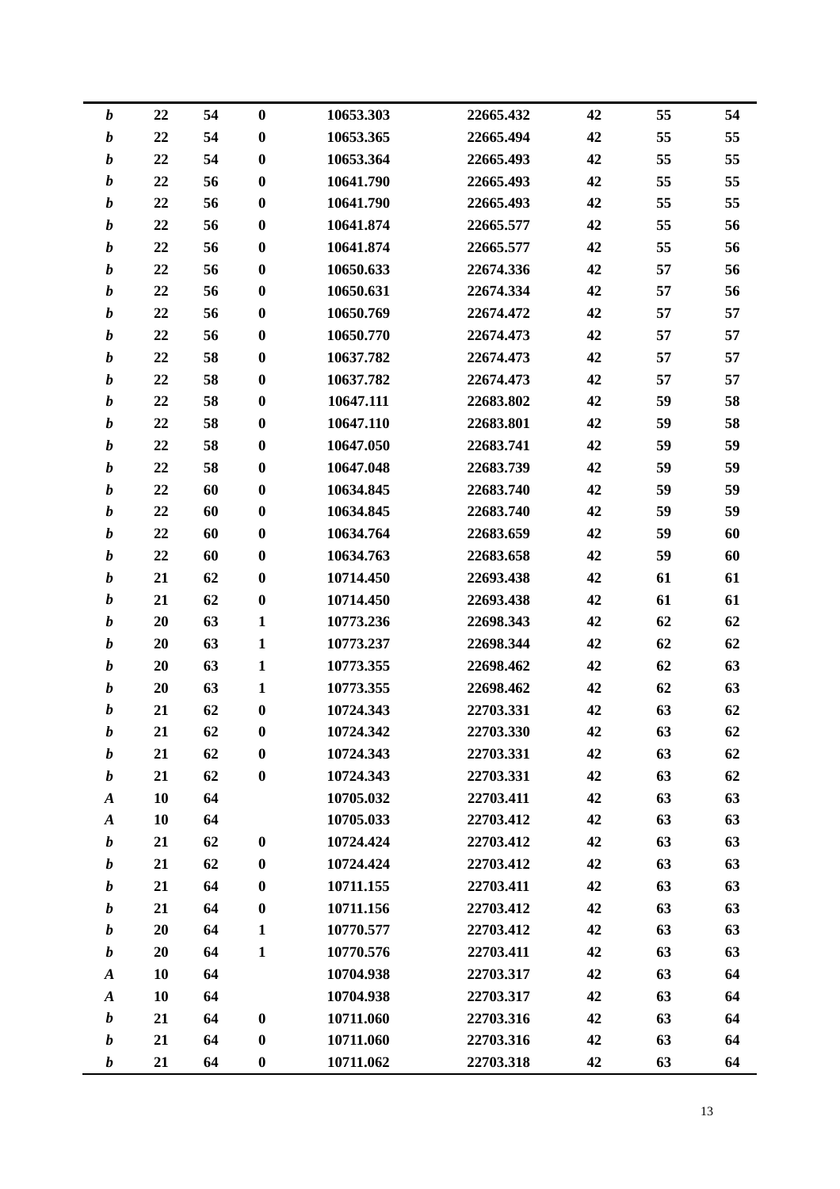| | | | | | | | | |
|---|---|---|---|---|---|---|---|---|
| ***b*** | **22** | **54** | **0** | **10653.303** | **22665.432** | **42** | **55** | **54** |
| ***b*** | **22** | **54** | **0** | **10653.365** | **22665.494** | **42** | **55** | **55** |
| ***b*** | **22** | **54** | **0** | **10653.364** | **22665.493** | **42** | **55** | **55** |
| ***b*** | **22** | **56** | **0** | **10641.790** | **22665.493** | **42** | **55** | **55** |
| ***b*** | **22** | **56** | **0** | **10641.790** | **22665.493** | **42** | **55** | **55** |
| ***b*** | **22** | **56** | **0** | **10641.874** | **22665.577** | **42** | **55** | **56** |
| ***b*** | **22** | **56** | **0** | **10641.874** | **22665.577** | **42** | **55** | **56** |
| ***b*** | **22** | **56** | **0** | **10650.633** | **22674.336** | **42** | **57** | **56** |
| ***b*** | **22** | **56** | **0** | **10650.631** | **22674.334** | **42** | **57** | **56** |
| ***b*** | **22** | **56** | **0** | **10650.769** | **22674.472** | **42** | **57** | **57** |
| ***b*** | **22** | **56** | **0** | **10650.770** | **22674.473** | **42** | **57** | **57** |
| ***b*** | **22** | **58** | **0** | **10637.782** | **22674.473** | **42** | **57** | **57** |
| ***b*** | **22** | **58** | **0** | **10637.782** | **22674.473** | **42** | **57** | **57** |
| ***b*** | **22** | **58** | **0** | **10647.111** | **22683.802** | **42** | **59** | **58** |
| ***b*** | **22** | **58** | **0** | **10647.110** | **22683.801** | **42** | **59** | **58** |
| ***b*** | **22** | **58** | **0** | **10647.050** | **22683.741** | **42** | **59** | **59** |
| ***b*** | **22** | **58** | **0** | **10647.048** | **22683.739** | **42** | **59** | **59** |
| ***b*** | **22** | **60** | **0** | **10634.845** | **22683.740** | **42** | **59** | **59** |
| ***b*** | **22** | **60** | **0** | **10634.845** | **22683.740** | **42** | **59** | **59** |
| ***b*** | **22** | **60** | **0** | **10634.764** | **22683.659** | **42** | **59** | **60** |
| ***b*** | **22** | **60** | **0** | **10634.763** | **22683.658** | **42** | **59** | **60** |
| ***b*** | **21** | **62** | **0** | **10714.450** | **22693.438** | **42** | **61** | **61** |
| ***b*** | **21** | **62** | **0** | **10714.450** | **22693.438** | **42** | **61** | **61** |
| ***b*** | **20** | **63** | **1** | **10773.236** | **22698.343** | **42** | **62** | **62** |
| ***b*** | **20** | **63** | **1** | **10773.237** | **22698.344** | **42** | **62** | **62** |
| ***b*** | **20** | **63** | **1** | **10773.355** | **22698.462** | **42** | **62** | **63** |
| ***b*** | **20** | **63** | **1** | **10773.355** | **22698.462** | **42** | **62** | **63** |
| ***b*** | **21** | **62** | **0** | **10724.343** | **22703.331** | **42** | **63** | **62** |
| ***b*** | **21** | **62** | **0** | **10724.342** | **22703.330** | **42** | **63** | **62** |
| ***b*** | **21** | **62** | **0** | **10724.343** | **22703.331** | **42** | **63** | **62** |
| ***b*** | **21** | **62** | **0** | **10724.343** | **22703.331** | **42** | **63** | **62** |
| ***A*** | **10** | **64** | | **10705.032** | **22703.411** | **42** | **63** | **63** |
| ***A*** | **10** | **64** | | **10705.033** | **22703.412** | **42** | **63** | **63** |
| ***b*** | **21** | **62** | **0** | **10724.424** | **22703.412** | **42** | **63** | **63** |
| ***b*** | **21** | **62** | **0** | **10724.424** | **22703.412** | **42** | **63** | **63** |
| ***b*** | **21** | **64** | **0** | **10711.155** | **22703.411** | **42** | **63** | **63** |
| ***b*** | **21** | **64** | **0** | **10711.156** | **22703.412** | **42** | **63** | **63** |
| ***b*** | **20** | **64** | **1** | **10770.577** | **22703.412** | **42** | **63** | **63** |
| ***b*** | **20** | **64** | **1** | **10770.576** | **22703.411** | **42** | **63** | **63** |
| ***A*** | **10** | **64** | | **10704.938** | **22703.317** | **42** | **63** | **64** |
| ***A*** | **10** | **64** | | **10704.938** | **22703.317** | **42** | **63** | **64** |
| ***b*** | **21** | **64** | **0** | **10711.060** | **22703.316** | **42** | **63** | **64** |
| ***b*** | **21** | **64** | **0** | **10711.060** | **22703.316** | **42** | **63** | **64** |
| ***b*** | **21** | **64** | **0** | **10711.062** | **22703.318** | **42** | **63** | **64** |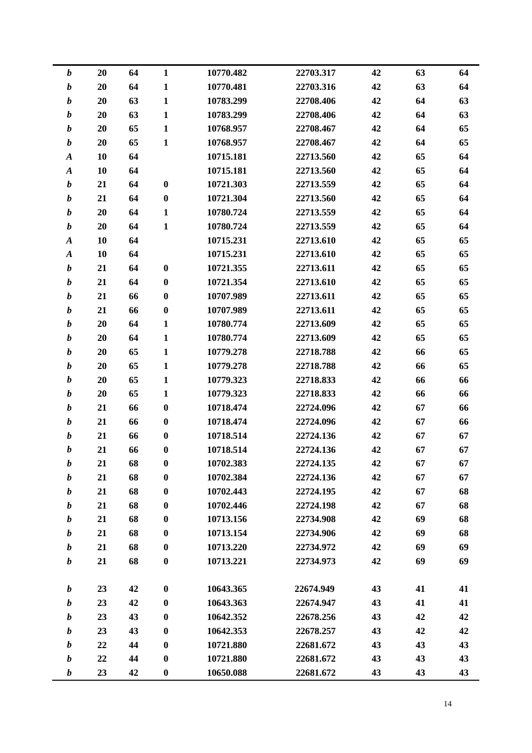| | | | | | | | | |
|---|---|---|---|---|---|---|---|---|
| ***b*** | **20** | **64** | **1** | **10770.482** | **22703.317** | **42** | **63** | **64** |
| ***b*** | **20** | **64** | **1** | **10770.481** | **22703.316** | **42** | **63** | **64** |
| ***b*** | **20** | **63** | **1** | **10783.299** | **22708.406** | **42** | **64** | **63** |
| ***b*** | **20** | **63** | **1** | **10783.299** | **22708.406** | **42** | **64** | **63** |
| ***b*** | **20** | **65** | **1** | **10768.957** | **22708.467** | **42** | **64** | **65** |
| ***b*** | **20** | **65** | **1** | **10768.957** | **22708.467** | **42** | **64** | **65** |
| ***A*** | **10** | **64** | | **10715.181** | **22713.560** | **42** | **65** | **64** |
| ***A*** | **10** | **64** | | **10715.181** | **22713.560** | **42** | **65** | **64** |
| ***b*** | **21** | **64** | **0** | **10721.303** | **22713.559** | **42** | **65** | **64** |
| ***b*** | **21** | **64** | **0** | **10721.304** | **22713.560** | **42** | **65** | **64** |
| ***b*** | **20** | **64** | **1** | **10780.724** | **22713.559** | **42** | **65** | **64** |
| ***b*** | **20** | **64** | **1** | **10780.724** | **22713.559** | **42** | **65** | **64** |
| ***A*** | **10** | **64** | | **10715.231** | **22713.610** | **42** | **65** | **65** |
| ***A*** | **10** | **64** | | **10715.231** | **22713.610** | **42** | **65** | **65** |
| ***b*** | **21** | **64** | **0** | **10721.355** | **22713.611** | **42** | **65** | **65** |
| ***b*** | **21** | **64** | **0** | **10721.354** | **22713.610** | **42** | **65** | **65** |
| ***b*** | **21** | **66** | **0** | **10707.989** | **22713.611** | **42** | **65** | **65** |
| ***b*** | **21** | **66** | **0** | **10707.989** | **22713.611** | **42** | **65** | **65** |
| ***b*** | **20** | **64** | **1** | **10780.774** | **22713.609** | **42** | **65** | **65** |
| ***b*** | **20** | **64** | **1** | **10780.774** | **22713.609** | **42** | **65** | **65** |
| ***b*** | **20** | **65** | **1** | **10779.278** | **22718.788** | **42** | **66** | **65** |
| ***b*** | **20** | **65** | **1** | **10779.278** | **22718.788** | **42** | **66** | **65** |
| ***b*** | **20** | **65** | **1** | **10779.323** | **22718.833** | **42** | **66** | **66** |
| ***b*** | **20** | **65** | **1** | **10779.323** | **22718.833** | **42** | **66** | **66** |
| ***b*** | **21** | **66** | **0** | **10718.474** | **22724.096** | **42** | **67** | **66** |
| ***b*** | **21** | **66** | **0** | **10718.474** | **22724.096** | **42** | **67** | **66** |
| ***b*** | **21** | **66** | **0** | **10718.514** | **22724.136** | **42** | **67** | **67** |
| ***b*** | **21** | **66** | **0** | **10718.514** | **22724.136** | **42** | **67** | **67** |
| ***b*** | **21** | **68** | **0** | **10702.383** | **22724.135** | **42** | **67** | **67** |
| ***b*** | **21** | **68** | **0** | **10702.384** | **22724.136** | **42** | **67** | **67** |
| ***b*** | **21** | **68** | **0** | **10702.443** | **22724.195** | **42** | **67** | **68** |
| ***b*** | **21** | **68** | **0** | **10702.446** | **22724.198** | **42** | **67** | **68** |
| ***b*** | **21** | **68** | **0** | **10713.156** | **22734.908** | **42** | **69** | **68** |
| ***b*** | **21** | **68** | **0** | **10713.154** | **22734.906** | **42** | **69** | **68** |
| ***b*** | **21** | **68** | **0** | **10713.220** | **22734.972** | **42** | **69** | **69** |
| ***b*** | **21** | **68** | **0** | **10713.221** | **22734.973** | **42** | **69** | **69** |
| | | | | | | | | |
| ***b*** | **23** | **42** | **0** | **10643.365** | **22674.949** | **43** | **41** | **41** |
| ***b*** | **23** | **42** | **0** | **10643.363** | **22674.947** | **43** | **41** | **41** |
| ***b*** | **23** | **43** | **0** | **10642.352** | **22678.256** | **43** | **42** | **42** |
| ***b*** | **23** | **43** | **0** | **10642.353** | **22678.257** | **43** | **42** | **42** |
| ***b*** | **22** | **44** | **0** | **10721.880** | **22681.672** | **43** | **43** | **43** |
| ***b*** | **22** | **44** | **0** | **10721.880** | **22681.672** | **43** | **43** | **43** |
| ***b*** | **23** | **42** | **0** | **10650.088** | **22681.672** | **43** | **43** | **43** |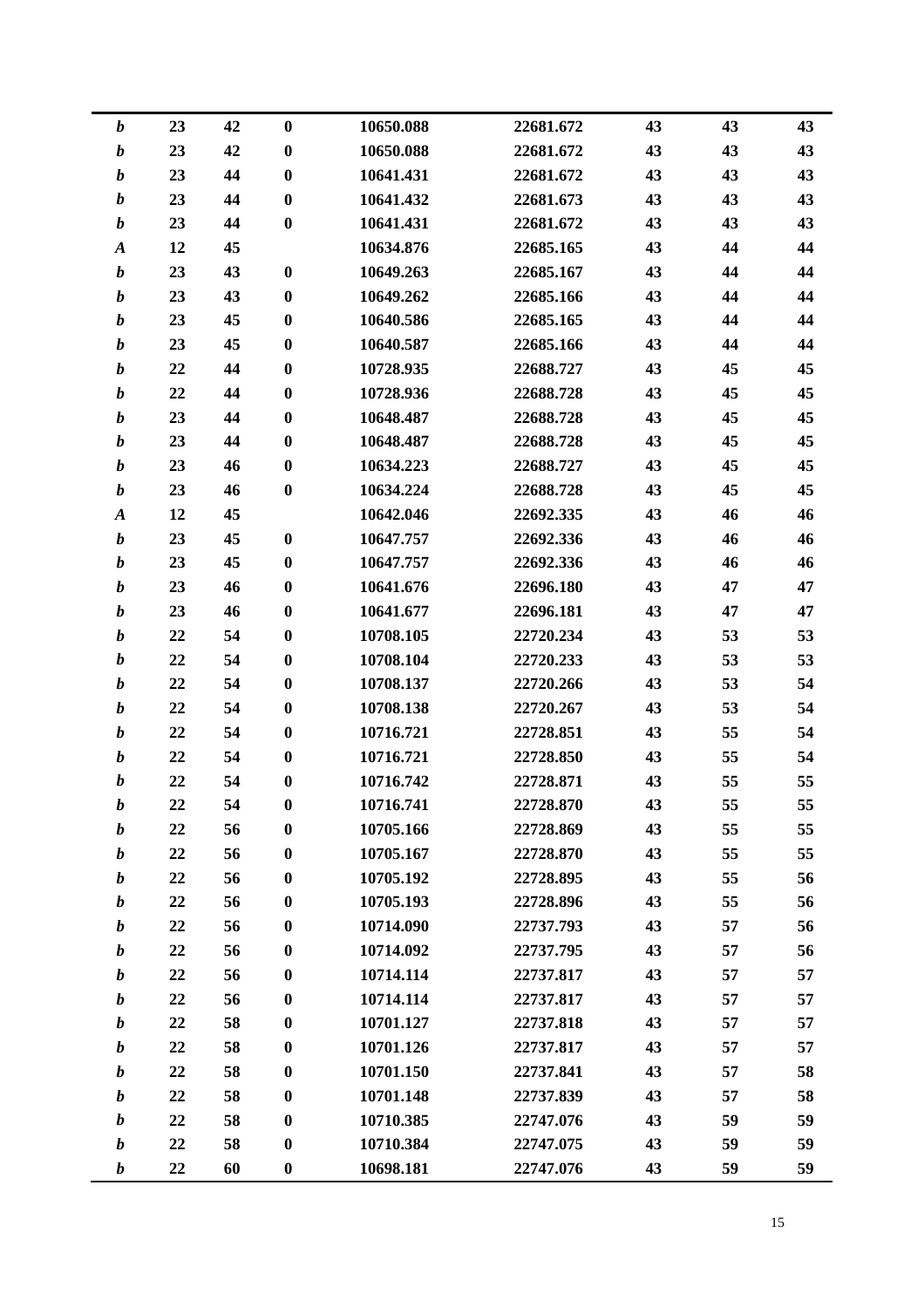| | | | | | | | | |
|---|---|---|---|---|---|---|---|---|
| ***b*** | **23** | **42** | **0** | **10650.088** | **22681.672** | **43** | **43** | **43** |
| ***b*** | **23** | **42** | **0** | **10650.088** | **22681.672** | **43** | **43** | **43** |
| ***b*** | **23** | **44** | **0** | **10641.431** | **22681.672** | **43** | **43** | **43** |
| ***b*** | **23** | **44** | **0** | **10641.432** | **22681.673** | **43** | **43** | **43** |
| ***b*** | **23** | **44** | **0** | **10641.431** | **22681.672** | **43** | **43** | **43** |
| ***A*** | **12** | **45** | | **10634.876** | **22685.165** | **43** | **44** | **44** |
| ***b*** | **23** | **43** | **0** | **10649.263** | **22685.167** | **43** | **44** | **44** |
| ***b*** | **23** | **43** | **0** | **10649.262** | **22685.166** | **43** | **44** | **44** |
| ***b*** | **23** | **45** | **0** | **10640.586** | **22685.165** | **43** | **44** | **44** |
| ***b*** | **23** | **45** | **0** | **10640.587** | **22685.166** | **43** | **44** | **44** |
| ***b*** | **22** | **44** | **0** | **10728.935** | **22688.727** | **43** | **45** | **45** |
| ***b*** | **22** | **44** | **0** | **10728.936** | **22688.728** | **43** | **45** | **45** |
| ***b*** | **23** | **44** | **0** | **10648.487** | **22688.728** | **43** | **45** | **45** |
| ***b*** | **23** | **44** | **0** | **10648.487** | **22688.728** | **43** | **45** | **45** |
| ***b*** | **23** | **46** | **0** | **10634.223** | **22688.727** | **43** | **45** | **45** |
| ***b*** | **23** | **46** | **0** | **10634.224** | **22688.728** | **43** | **45** | **45** |
| ***A*** | **12** | **45** | | **10642.046** | **22692.335** | **43** | **46** | **46** |
| ***b*** | **23** | **45** | **0** | **10647.757** | **22692.336** | **43** | **46** | **46** |
| ***b*** | **23** | **45** | **0** | **10647.757** | **22692.336** | **43** | **46** | **46** |
| ***b*** | **23** | **46** | **0** | **10641.676** | **22696.180** | **43** | **47** | **47** |
| ***b*** | **23** | **46** | **0** | **10641.677** | **22696.181** | **43** | **47** | **47** |
| ***b*** | **22** | **54** | **0** | **10708.105** | **22720.234** | **43** | **53** | **53** |
| ***b*** | **22** | **54** | **0** | **10708.104** | **22720.233** | **43** | **53** | **53** |
| ***b*** | **22** | **54** | **0** | **10708.137** | **22720.266** | **43** | **53** | **54** |
| ***b*** | **22** | **54** | **0** | **10708.138** | **22720.267** | **43** | **53** | **54** |
| ***b*** | **22** | **54** | **0** | **10716.721** | **22728.851** | **43** | **55** | **54** |
| ***b*** | **22** | **54** | **0** | **10716.721** | **22728.850** | **43** | **55** | **54** |
| ***b*** | **22** | **54** | **0** | **10716.742** | **22728.871** | **43** | **55** | **55** |
| ***b*** | **22** | **54** | **0** | **10716.741** | **22728.870** | **43** | **55** | **55** |
| ***b*** | **22** | **56** | **0** | **10705.166** | **22728.869** | **43** | **55** | **55** |
| ***b*** | **22** | **56** | **0** | **10705.167** | **22728.870** | **43** | **55** | **55** |
| ***b*** | **22** | **56** | **0** | **10705.192** | **22728.895** | **43** | **55** | **56** |
| ***b*** | **22** | **56** | **0** | **10705.193** | **22728.896** | **43** | **55** | **56** |
| ***b*** | **22** | **56** | **0** | **10714.090** | **22737.793** | **43** | **57** | **56** |
| ***b*** | **22** | **56** | **0** | **10714.092** | **22737.795** | **43** | **57** | **56** |
| ***b*** | **22** | **56** | **0** | **10714.114** | **22737.817** | **43** | **57** | **57** |
| ***b*** | **22** | **56** | **0** | **10714.114** | **22737.817** | **43** | **57** | **57** |
| ***b*** | **22** | **58** | **0** | **10701.127** | **22737.818** | **43** | **57** | **57** |
| ***b*** | **22** | **58** | **0** | **10701.126** | **22737.817** | **43** | **57** | **57** |
| ***b*** | **22** | **58** | **0** | **10701.150** | **22737.841** | **43** | **57** | **58** |
| ***b*** | **22** | **58** | **0** | **10701.148** | **22737.839** | **43** | **57** | **58** |
| ***b*** | **22** | **58** | **0** | **10710.385** | **22747.076** | **43** | **59** | **59** |
| ***b*** | **22** | **58** | **0** | **10710.384** | **22747.075** | **43** | **59** | **59** |
| ***b*** | **22** | **60** | **0** | **10698.181** | **22747.076** | **43** | **59** | **59** |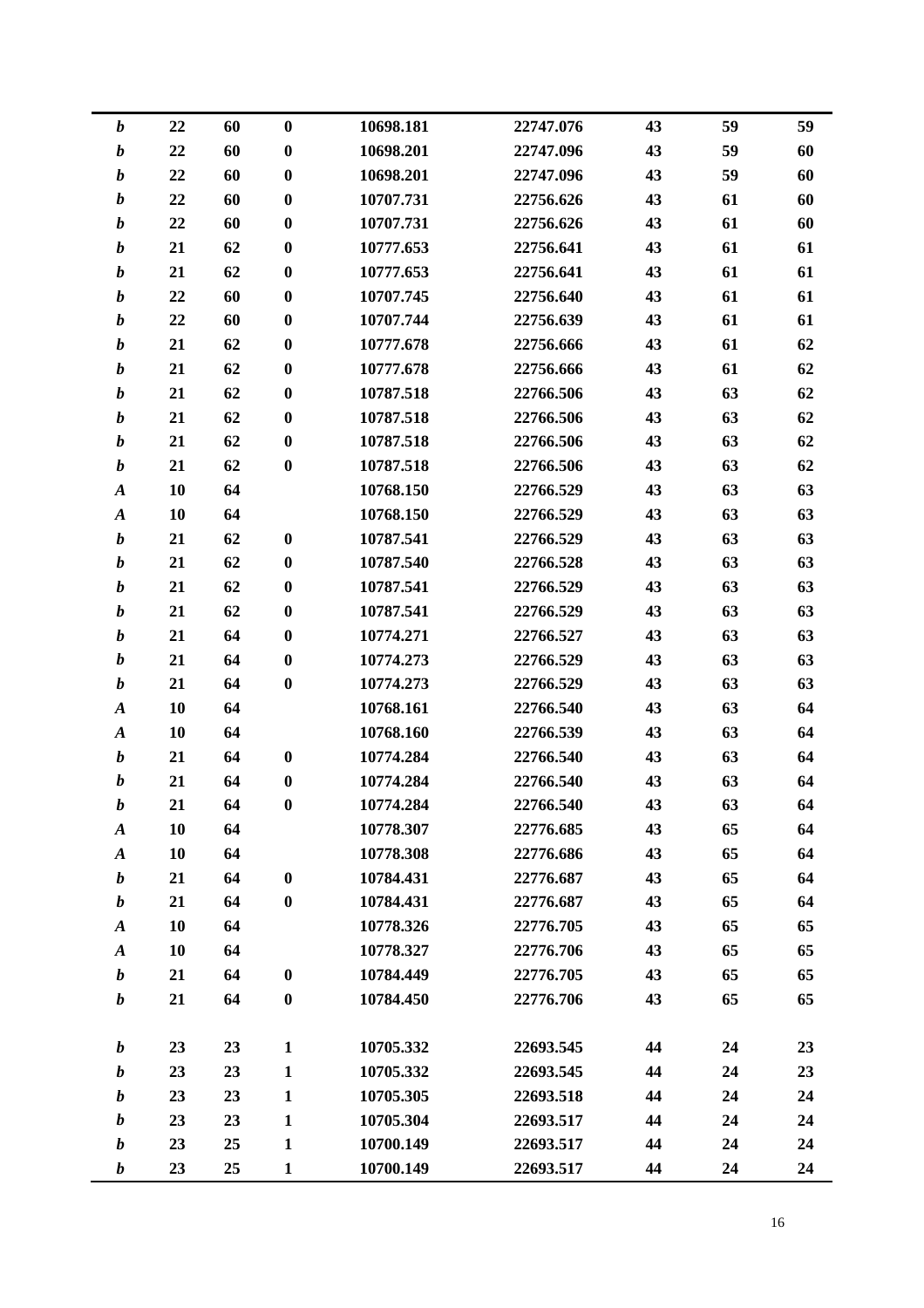| | | | | | | | | |
|---|---|---|---|---|---|---|---|---|
| ***b*** | **22** | **60** | **0** | **10698.181** | **22747.076** | **43** | **59** | **59** |
| ***b*** | **22** | **60** | **0** | **10698.201** | **22747.096** | **43** | **59** | **60** |
| ***b*** | **22** | **60** | **0** | **10698.201** | **22747.096** | **43** | **59** | **60** |
| ***b*** | **22** | **60** | **0** | **10707.731** | **22756.626** | **43** | **61** | **60** |
| ***b*** | **22** | **60** | **0** | **10707.731** | **22756.626** | **43** | **61** | **60** |
| ***b*** | **21** | **62** | **0** | **10777.653** | **22756.641** | **43** | **61** | **61** |
| ***b*** | **21** | **62** | **0** | **10777.653** | **22756.641** | **43** | **61** | **61** |
| ***b*** | **22** | **60** | **0** | **10707.745** | **22756.640** | **43** | **61** | **61** |
| ***b*** | **22** | **60** | **0** | **10707.744** | **22756.639** | **43** | **61** | **61** |
| ***b*** | **21** | **62** | **0** | **10777.678** | **22756.666** | **43** | **61** | **62** |
| ***b*** | **21** | **62** | **0** | **10777.678** | **22756.666** | **43** | **61** | **62** |
| ***b*** | **21** | **62** | **0** | **10787.518** | **22766.506** | **43** | **63** | **62** |
| ***b*** | **21** | **62** | **0** | **10787.518** | **22766.506** | **43** | **63** | **62** |
| ***b*** | **21** | **62** | **0** | **10787.518** | **22766.506** | **43** | **63** | **62** |
| ***b*** | **21** | **62** | **0** | **10787.518** | **22766.506** | **43** | **63** | **62** |
| ***A*** | **10** | **64** | | **10768.150** | **22766.529** | **43** | **63** | **63** |
| ***A*** | **10** | **64** | | **10768.150** | **22766.529** | **43** | **63** | **63** |
| ***b*** | **21** | **62** | **0** | **10787.541** | **22766.529** | **43** | **63** | **63** |
| ***b*** | **21** | **62** | **0** | **10787.540** | **22766.528** | **43** | **63** | **63** |
| ***b*** | **21** | **62** | **0** | **10787.541** | **22766.529** | **43** | **63** | **63** |
| ***b*** | **21** | **62** | **0** | **10787.541** | **22766.529** | **43** | **63** | **63** |
| ***b*** | **21** | **64** | **0** | **10774.271** | **22766.527** | **43** | **63** | **63** |
| ***b*** | **21** | **64** | **0** | **10774.273** | **22766.529** | **43** | **63** | **63** |
| ***b*** | **21** | **64** | **0** | **10774.273** | **22766.529** | **43** | **63** | **63** |
| ***A*** | **10** | **64** | | **10768.161** | **22766.540** | **43** | **63** | **64** |
| ***A*** | **10** | **64** | | **10768.160** | **22766.539** | **43** | **63** | **64** |
| ***b*** | **21** | **64** | **0** | **10774.284** | **22766.540** | **43** | **63** | **64** |
| ***b*** | **21** | **64** | **0** | **10774.284** | **22766.540** | **43** | **63** | **64** |
| ***b*** | **21** | **64** | **0** | **10774.284** | **22766.540** | **43** | **63** | **64** |
| ***A*** | **10** | **64** | | **10778.307** | **22776.685** | **43** | **65** | **64** |
| ***A*** | **10** | **64** | | **10778.308** | **22776.686** | **43** | **65** | **64** |
| ***b*** | **21** | **64** | **0** | **10784.431** | **22776.687** | **43** | **65** | **64** |
| ***b*** | **21** | **64** | **0** | **10784.431** | **22776.687** | **43** | **65** | **64** |
| ***A*** | **10** | **64** | | **10778.326** | **22776.705** | **43** | **65** | **65** |
| ***A*** | **10** | **64** | | **10778.327** | **22776.706** | **43** | **65** | **65** |
| ***b*** | **21** | **64** | **0** | **10784.449** | **22776.705** | **43** | **65** | **65** |
| ***b*** | **21** | **64** | **0** | **10784.450** | **22776.706** | **43** | **65** | **65** |
| | | | | | | | | |
| ***b*** | **23** | **23** | **1** | **10705.332** | **22693.545** | **44** | **24** | **23** |
| ***b*** | **23** | **23** | **1** | **10705.332** | **22693.545** | **44** | **24** | **23** |
| ***b*** | **23** | **23** | **1** | **10705.305** | **22693.518** | **44** | **24** | **24** |
| ***b*** | **23** | **23** | **1** | **10705.304** | **22693.517** | **44** | **24** | **24** |
| ***b*** | **23** | **25** | **1** | **10700.149** | **22693.517** | **44** | **24** | **24** |
| ***b*** | **23** | **25** | **1** | **10700.149** | **22693.517** | **44** | **24** | **24** |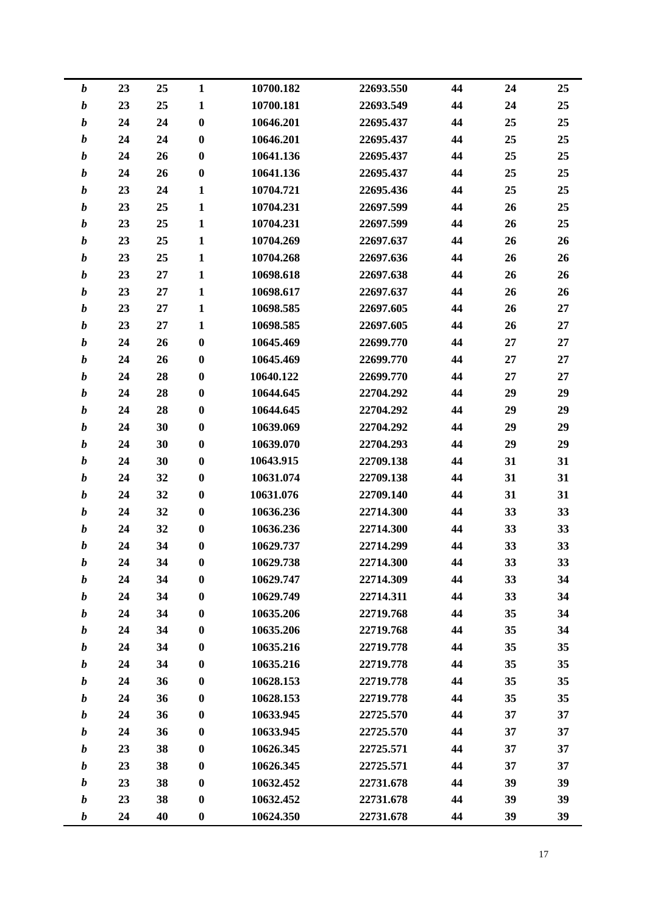| | | | | | | | | |
|---|---|---|---|---|---|---|---|---|
| ***b*** | **23** | **25** | **1** | **10700.182** | **22693.550** | **44** | **24** | **25** |
| ***b*** | **23** | **25** | **1** | **10700.181** | **22693.549** | **44** | **24** | **25** |
| ***b*** | **24** | **24** | **0** | **10646.201** | **22695.437** | **44** | **25** | **25** |
| ***b*** | **24** | **24** | **0** | **10646.201** | **22695.437** | **44** | **25** | **25** |
| ***b*** | **24** | **26** | **0** | **10641.136** | **22695.437** | **44** | **25** | **25** |
| ***b*** | **24** | **26** | **0** | **10641.136** | **22695.437** | **44** | **25** | **25** |
| ***b*** | **23** | **24** | **1** | **10704.721** | **22695.436** | **44** | **25** | **25** |
| ***b*** | **23** | **25** | **1** | **10704.231** | **22697.599** | **44** | **26** | **25** |
| ***b*** | **23** | **25** | **1** | **10704.231** | **22697.599** | **44** | **26** | **25** |
| ***b*** | **23** | **25** | **1** | **10704.269** | **22697.637** | **44** | **26** | **26** |
| ***b*** | **23** | **25** | **1** | **10704.268** | **22697.636** | **44** | **26** | **26** |
| ***b*** | **23** | **27** | **1** | **10698.618** | **22697.638** | **44** | **26** | **26** |
| ***b*** | **23** | **27** | **1** | **10698.617** | **22697.637** | **44** | **26** | **26** |
| ***b*** | **23** | **27** | **1** | **10698.585** | **22697.605** | **44** | **26** | **27** |
| ***b*** | **23** | **27** | **1** | **10698.585** | **22697.605** | **44** | **26** | **27** |
| ***b*** | **24** | **26** | **0** | **10645.469** | **22699.770** | **44** | **27** | **27** |
| ***b*** | **24** | **26** | **0** | **10645.469** | **22699.770** | **44** | **27** | **27** |
| ***b*** | **24** | **28** | **0** | **10640.122** | **22699.770** | **44** | **27** | **27** |
| ***b*** | **24** | **28** | **0** | **10644.645** | **22704.292** | **44** | **29** | **29** |
| ***b*** | **24** | **28** | **0** | **10644.645** | **22704.292** | **44** | **29** | **29** |
| ***b*** | **24** | **30** | **0** | **10639.069** | **22704.292** | **44** | **29** | **29** |
| ***b*** | **24** | **30** | **0** | **10639.070** | **22704.293** | **44** | **29** | **29** |
| ***b*** | **24** | **30** | **0** | **10643.915** | **22709.138** | **44** | **31** | **31** |
| ***b*** | **24** | **32** | **0** | **10631.074** | **22709.138** | **44** | **31** | **31** |
| ***b*** | **24** | **32** | **0** | **10631.076** | **22709.140** | **44** | **31** | **31** |
| ***b*** | **24** | **32** | **0** | **10636.236** | **22714.300** | **44** | **33** | **33** |
| ***b*** | **24** | **32** | **0** | **10636.236** | **22714.300** | **44** | **33** | **33** |
| ***b*** | **24** | **34** | **0** | **10629.737** | **22714.299** | **44** | **33** | **33** |
| ***b*** | **24** | **34** | **0** | **10629.738** | **22714.300** | **44** | **33** | **33** |
| ***b*** | **24** | **34** | **0** | **10629.747** | **22714.309** | **44** | **33** | **34** |
| ***b*** | **24** | **34** | **0** | **10629.749** | **22714.311** | **44** | **33** | **34** |
| ***b*** | **24** | **34** | **0** | **10635.206** | **22719.768** | **44** | **35** | **34** |
| ***b*** | **24** | **34** | **0** | **10635.206** | **22719.768** | **44** | **35** | **34** |
| ***b*** | **24** | **34** | **0** | **10635.216** | **22719.778** | **44** | **35** | **35** |
| ***b*** | **24** | **34** | **0** | **10635.216** | **22719.778** | **44** | **35** | **35** |
| ***b*** | **24** | **36** | **0** | **10628.153** | **22719.778** | **44** | **35** | **35** |
| ***b*** | **24** | **36** | **0** | **10628.153** | **22719.778** | **44** | **35** | **35** |
| ***b*** | **24** | **36** | **0** | **10633.945** | **22725.570** | **44** | **37** | **37** |
| ***b*** | **24** | **36** | **0** | **10633.945** | **22725.570** | **44** | **37** | **37** |
| ***b*** | **23** | **38** | **0** | **10626.345** | **22725.571** | **44** | **37** | **37** |
| ***b*** | **23** | **38** | **0** | **10626.345** | **22725.571** | **44** | **37** | **37** |
| ***b*** | **23** | **38** | **0** | **10632.452** | **22731.678** | **44** | **39** | **39** |
| ***b*** | **23** | **38** | **0** | **10632.452** | **22731.678** | **44** | **39** | **39** |
| ***b*** | **24** | **40** | **0** | **10624.350** | **22731.678** | **44** | **39** | **39** |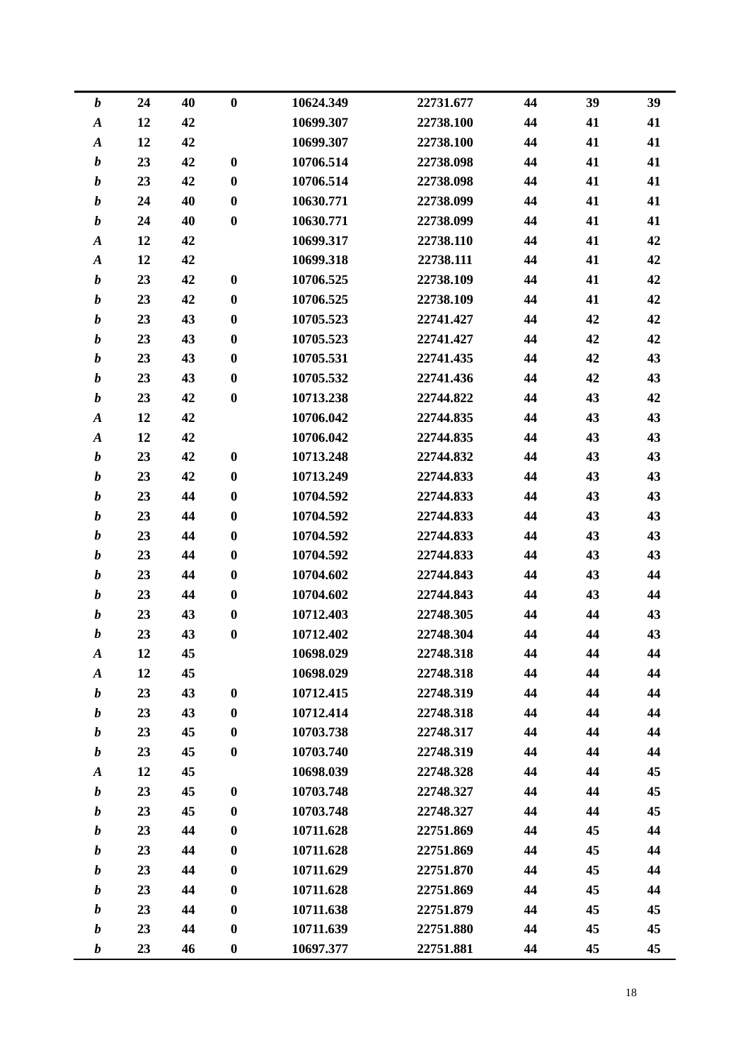| | | | | | | | | |
|---|---|---|---|---|---|---|---|---|
| ***b*** | **24** | **40** | **0** | **10624.349** | **22731.677** | **44** | **39** | **39** |
| ***A*** | **12** | **42** | | **10699.307** | **22738.100** | **44** | **41** | **41** |
| ***A*** | **12** | **42** | | **10699.307** | **22738.100** | **44** | **41** | **41** |
| ***b*** | **23** | **42** | **0** | **10706.514** | **22738.098** | **44** | **41** | **41** |
| ***b*** | **23** | **42** | **0** | **10706.514** | **22738.098** | **44** | **41** | **41** |
| ***b*** | **24** | **40** | **0** | **10630.771** | **22738.099** | **44** | **41** | **41** |
| ***b*** | **24** | **40** | **0** | **10630.771** | **22738.099** | **44** | **41** | **41** |
| ***A*** | **12** | **42** | | **10699.317** | **22738.110** | **44** | **41** | **42** |
| ***A*** | **12** | **42** | | **10699.318** | **22738.111** | **44** | **41** | **42** |
| ***b*** | **23** | **42** | **0** | **10706.525** | **22738.109** | **44** | **41** | **42** |
| ***b*** | **23** | **42** | **0** | **10706.525** | **22738.109** | **44** | **41** | **42** |
| ***b*** | **23** | **43** | **0** | **10705.523** | **22741.427** | **44** | **42** | **42** |
| ***b*** | **23** | **43** | **0** | **10705.523** | **22741.427** | **44** | **42** | **42** |
| ***b*** | **23** | **43** | **0** | **10705.531** | **22741.435** | **44** | **42** | **43** |
| ***b*** | **23** | **43** | **0** | **10705.532** | **22741.436** | **44** | **42** | **43** |
| ***b*** | **23** | **42** | **0** | **10713.238** | **22744.822** | **44** | **43** | **42** |
| ***A*** | **12** | **42** | | **10706.042** | **22744.835** | **44** | **43** | **43** |
| ***A*** | **12** | **42** | | **10706.042** | **22744.835** | **44** | **43** | **43** |
| ***b*** | **23** | **42** | **0** | **10713.248** | **22744.832** | **44** | **43** | **43** |
| ***b*** | **23** | **42** | **0** | **10713.249** | **22744.833** | **44** | **43** | **43** |
| ***b*** | **23** | **44** | **0** | **10704.592** | **22744.833** | **44** | **43** | **43** |
| ***b*** | **23** | **44** | **0** | **10704.592** | **22744.833** | **44** | **43** | **43** |
| ***b*** | **23** | **44** | **0** | **10704.592** | **22744.833** | **44** | **43** | **43** |
| ***b*** | **23** | **44** | **0** | **10704.592** | **22744.833** | **44** | **43** | **43** |
| ***b*** | **23** | **44** | **0** | **10704.602** | **22744.843** | **44** | **43** | **44** |
| ***b*** | **23** | **44** | **0** | **10704.602** | **22744.843** | **44** | **43** | **44** |
| ***b*** | **23** | **43** | **0** | **10712.403** | **22748.305** | **44** | **44** | **43** |
| ***b*** | **23** | **43** | **0** | **10712.402** | **22748.304** | **44** | **44** | **43** |
| ***A*** | **12** | **45** | | **10698.029** | **22748.318** | **44** | **44** | **44** |
| ***A*** | **12** | **45** | | **10698.029** | **22748.318** | **44** | **44** | **44** |
| ***b*** | **23** | **43** | **0** | **10712.415** | **22748.319** | **44** | **44** | **44** |
| ***b*** | **23** | **43** | **0** | **10712.414** | **22748.318** | **44** | **44** | **44** |
| ***b*** | **23** | **45** | **0** | **10703.738** | **22748.317** | **44** | **44** | **44** |
| ***b*** | **23** | **45** | **0** | **10703.740** | **22748.319** | **44** | **44** | **44** |
| ***A*** | **12** | **45** | | **10698.039** | **22748.328** | **44** | **44** | **45** |
| ***b*** | **23** | **45** | **0** | **10703.748** | **22748.327** | **44** | **44** | **45** |
| ***b*** | **23** | **45** | **0** | **10703.748** | **22748.327** | **44** | **44** | **45** |
| ***b*** | **23** | **44** | **0** | **10711.628** | **22751.869** | **44** | **45** | **44** |
| ***b*** | **23** | **44** | **0** | **10711.628** | **22751.869** | **44** | **45** | **44** |
| ***b*** | **23** | **44** | **0** | **10711.629** | **22751.870** | **44** | **45** | **44** |
| ***b*** | **23** | **44** | **0** | **10711.628** | **22751.869** | **44** | **45** | **44** |
| ***b*** | **23** | **44** | **0** | **10711.638** | **22751.879** | **44** | **45** | **45** |
| ***b*** | **23** | **44** | **0** | **10711.639** | **22751.880** | **44** | **45** | **45** |
| ***b*** | **23** | **46** | **0** | **10697.377** | **22751.881** | **44** | **45** | **45** |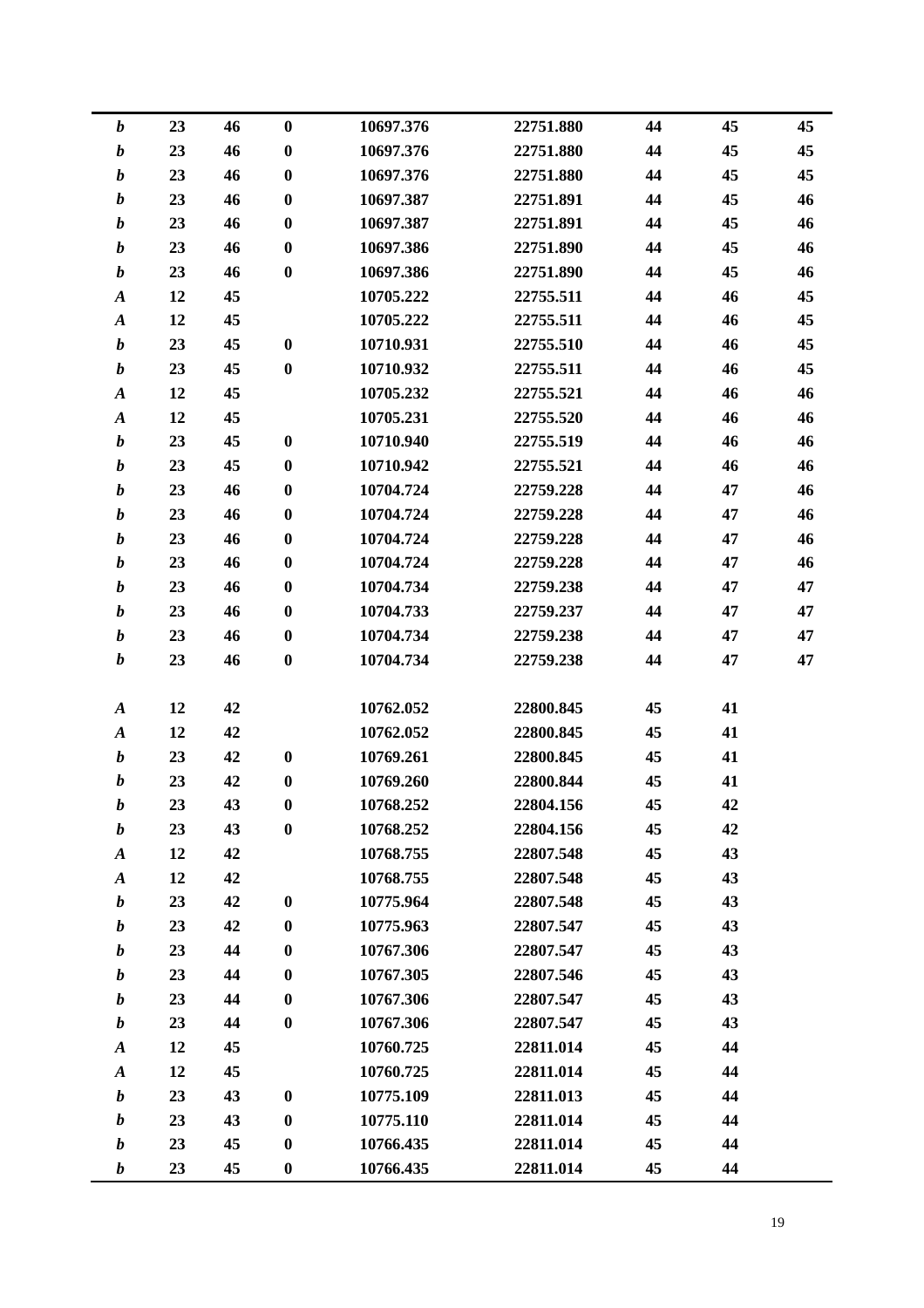| | | | | | | | | |
|---|---|---|---|---|---|---|---|---|
| ***b*** | **23** | **46** | **0** | **10697.376** | **22751.880** | **44** | **45** | **45** |
| ***b*** | **23** | **46** | **0** | **10697.376** | **22751.880** | **44** | **45** | **45** |
| ***b*** | **23** | **46** | **0** | **10697.376** | **22751.880** | **44** | **45** | **45** |
| ***b*** | **23** | **46** | **0** | **10697.387** | **22751.891** | **44** | **45** | **46** |
| ***b*** | **23** | **46** | **0** | **10697.387** | **22751.891** | **44** | **45** | **46** |
| ***b*** | **23** | **46** | **0** | **10697.386** | **22751.890** | **44** | **45** | **46** |
| ***b*** | **23** | **46** | **0** | **10697.386** | **22751.890** | **44** | **45** | **46** |
| ***A*** | **12** | **45** | | **10705.222** | **22755.511** | **44** | **46** | **45** |
| ***A*** | **12** | **45** | | **10705.222** | **22755.511** | **44** | **46** | **45** |
| ***b*** | **23** | **45** | **0** | **10710.931** | **22755.510** | **44** | **46** | **45** |
| ***b*** | **23** | **45** | **0** | **10710.932** | **22755.511** | **44** | **46** | **45** |
| ***A*** | **12** | **45** | | **10705.232** | **22755.521** | **44** | **46** | **46** |
| ***A*** | **12** | **45** | | **10705.231** | **22755.520** | **44** | **46** | **46** |
| ***b*** | **23** | **45** | **0** | **10710.940** | **22755.519** | **44** | **46** | **46** |
| ***b*** | **23** | **45** | **0** | **10710.942** | **22755.521** | **44** | **46** | **46** |
| ***b*** | **23** | **46** | **0** | **10704.724** | **22759.228** | **44** | **47** | **46** |
| ***b*** | **23** | **46** | **0** | **10704.724** | **22759.228** | **44** | **47** | **46** |
| ***b*** | **23** | **46** | **0** | **10704.724** | **22759.228** | **44** | **47** | **46** |
| ***b*** | **23** | **46** | **0** | **10704.724** | **22759.228** | **44** | **47** | **46** |
| ***b*** | **23** | **46** | **0** | **10704.734** | **22759.238** | **44** | **47** | **47** |
| ***b*** | **23** | **46** | **0** | **10704.733** | **22759.237** | **44** | **47** | **47** |
| ***b*** | **23** | **46** | **0** | **10704.734** | **22759.238** | **44** | **47** | **47** |
| ***b*** | **23** | **46** | **0** | **10704.734** | **22759.238** | **44** | **47** | **47** |
| | | | | | | | | |
| ***A*** | **12** | **42** | | **10762.052** | **22800.845** | **45** | **41** | |
| ***A*** | **12** | **42** | | **10762.052** | **22800.845** | **45** | **41** | |
| ***b*** | **23** | **42** | **0** | **10769.261** | **22800.845** | **45** | **41** | |
| ***b*** | **23** | **42** | **0** | **10769.260** | **22800.844** | **45** | **41** | |
| ***b*** | **23** | **43** | **0** | **10768.252** | **22804.156** | **45** | **42** | |
| ***b*** | **23** | **43** | **0** | **10768.252** | **22804.156** | **45** | **42** | |
| ***A*** | **12** | **42** | | **10768.755** | **22807.548** | **45** | **43** | |
| ***A*** | **12** | **42** | | **10768.755** | **22807.548** | **45** | **43** | |
| ***b*** | **23** | **42** | **0** | **10775.964** | **22807.548** | **45** | **43** | |
| ***b*** | **23** | **42** | **0** | **10775.963** | **22807.547** | **45** | **43** | |
| ***b*** | **23** | **44** | **0** | **10767.306** | **22807.547** | **45** | **43** | |
| ***b*** | **23** | **44** | **0** | **10767.305** | **22807.546** | **45** | **43** | |
| ***b*** | **23** | **44** | **0** | **10767.306** | **22807.547** | **45** | **43** | |
| ***b*** | **23** | **44** | **0** | **10767.306** | **22807.547** | **45** | **43** | |
| ***A*** | **12** | **45** | | **10760.725** | **22811.014** | **45** | **44** | |
| ***A*** | **12** | **45** | | **10760.725** | **22811.014** | **45** | **44** | |
| ***b*** | **23** | **43** | **0** | **10775.109** | **22811.013** | **45** | **44** | |
| ***b*** | **23** | **43** | **0** | **10775.110** | **22811.014** | **45** | **44** | |
| ***b*** | **23** | **45** | **0** | **10766.435** | **22811.014** | **45** | **44** | |
| ***b*** | **23** | **45** | **0** | **10766.435** | **22811.014** | **45** | **44** | |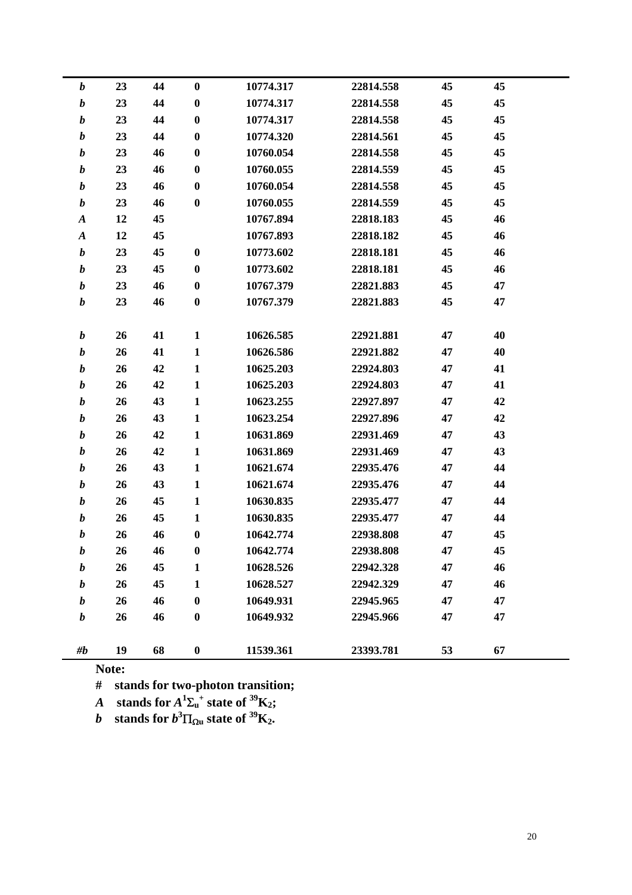| | | | | | | | |
|---|---|---|---|---|---|---|---|
| ***b*** | **23** | **44** | **0** | **10774.317** | **22814.558** | **45** | **45** |
| ***b*** | **23** | **44** | **0** | **10774.317** | **22814.558** | **45** | **45** |
| ***b*** | **23** | **44** | **0** | **10774.317** | **22814.558** | **45** | **45** |
| ***b*** | **23** | **44** | **0** | **10774.320** | **22814.561** | **45** | **45** |
| ***b*** | **23** | **46** | **0** | **10760.054** | **22814.558** | **45** | **45** |
| ***b*** | **23** | **46** | **0** | **10760.055** | **22814.559** | **45** | **45** |
| ***b*** | **23** | **46** | **0** | **10760.054** | **22814.558** | **45** | **45** |
| ***b*** | **23** | **46** | **0** | **10760.055** | **22814.559** | **45** | **45** |
| ***A*** | **12** | **45** | | **10767.894** | **22818.183** | **45** | **46** |
| ***A*** | **12** | **45** | | **10767.893** | **22818.182** | **45** | **46** |
| ***b*** | **23** | **45** | **0** | **10773.602** | **22818.181** | **45** | **46** |
| ***b*** | **23** | **45** | **0** | **10773.602** | **22818.181** | **45** | **46** |
| ***b*** | **23** | **46** | **0** | **10767.379** | **22821.883** | **45** | **47** |
| ***b*** | **23** | **46** | **0** | **10767.379** | **22821.883** | **45** | **47** |
| | | | | | | | |
| ***b*** | **26** | **41** | **1** | **10626.585** | **22921.881** | **47** | **40** |
| ***b*** | **26** | **41** | **1** | **10626.586** | **22921.882** | **47** | **40** |
| ***b*** | **26** | **42** | **1** | **10625.203** | **22924.803** | **47** | **41** |
| ***b*** | **26** | **42** | **1** | **10625.203** | **22924.803** | **47** | **41** |
| ***b*** | **26** | **43** | **1** | **10623.255** | **22927.897** | **47** | **42** |
| ***b*** | **26** | **43** | **1** | **10623.254** | **22927.896** | **47** | **42** |
| ***b*** | **26** | **42** | **1** | **10631.869** | **22931.469** | **47** | **43** |
| ***b*** | **26** | **42** | **1** | **10631.869** | **22931.469** | **47** | **43** |
| ***b*** | **26** | **43** | **1** | **10621.674** | **22935.476** | **47** | **44** |
| ***b*** | **26** | **43** | **1** | **10621.674** | **22935.476** | **47** | **44** |
| ***b*** | **26** | **45** | **1** | **10630.835** | **22935.477** | **47** | **44** |
| ***b*** | **26** | **45** | **1** | **10630.835** | **22935.477** | **47** | **44** |
| ***b*** | **26** | **46** | **0** | **10642.774** | **22938.808** | **47** | **45** |
| ***b*** | **26** | **46** | **0** | **10642.774** | **22938.808** | **47** | **45** |
| ***b*** | **26** | **45** | **1** | **10628.526** | **22942.328** | **47** | **46** |
| ***b*** | **26** | **45** | **1** | **10628.527** | **22942.329** | **47** | **46** |
| ***b*** | **26** | **46** | **0** | **10649.931** | **22945.965** | **47** | **47** |
| ***b*** | **26** | **46** | **0** | **10649.932** | **22945.966** | **47** | **47** |
| | | | | | | | |
| ***#b*** | **19** | **68** | **0** | **11539.361** | **23393.781** | **53** | **67** |

**Note:**

**#** **stands for two-photon transition;**

***A*** **stands for $A^1\Sigma_u^+$ state of $^{39}K_2$;**

***b*** **stands for $b^3\Pi_{\Omega u}$ state of $^{39}K_2$.**